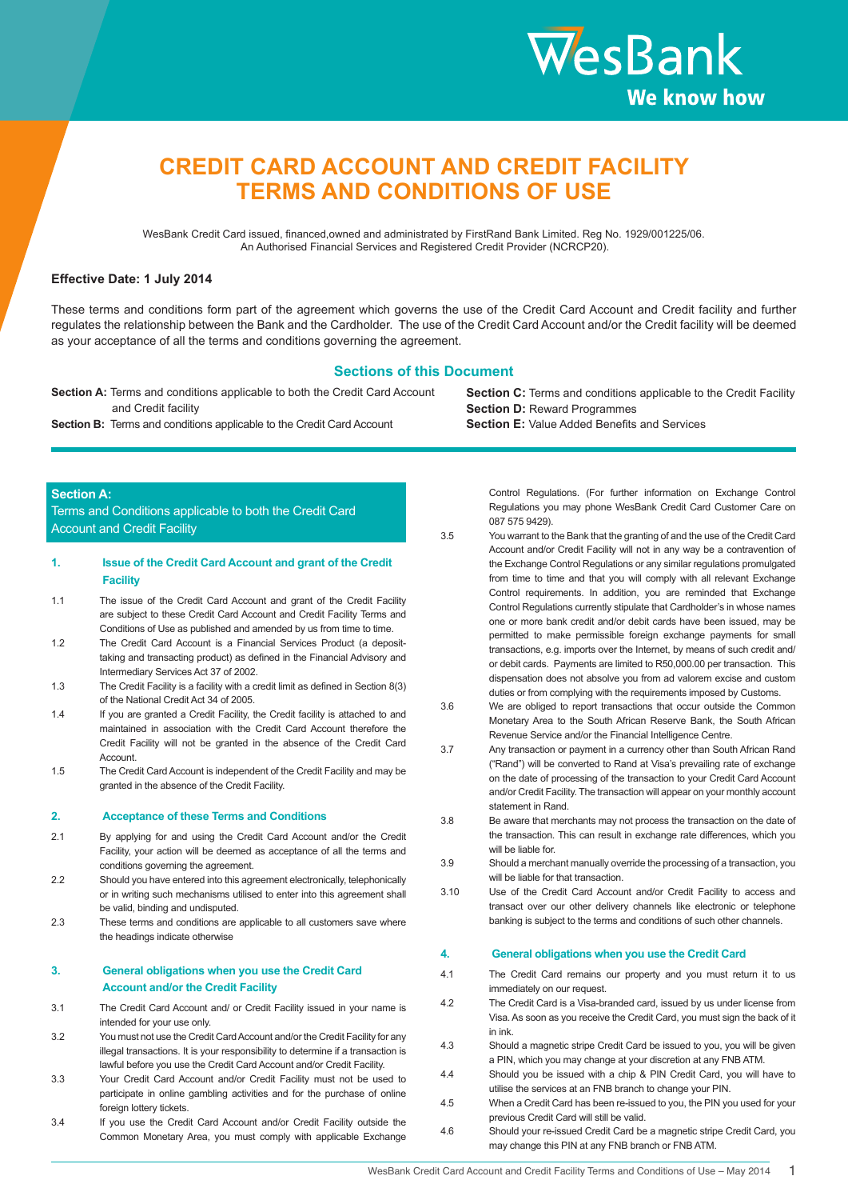# CREDIT CARD ACCOUNT AND CREDIT FACILITY TERMS AND CONDITIONS OF USE

WesBank Credit Card issued, financed,owned and administrated by FirstRand Bank Limited. Reg No. 1929/001225/06.
An Authorised Financial Services and Registered Credit Provider (NCRCP20).

**Effective Date: 1 July 2014**

These terms and conditions form part of the agreement which governs the use of the Credit Card Account and Credit facility and further regulates the relationship between the Bank and the Cardholder. The use of the Credit Card Account and/or the Credit facility will be deemed as your acceptance of all the terms and conditions governing the agreement.

## Sections of this Document

**Section A:** Terms and conditions applicable to both the Credit Card Account and Credit facility
**Section B:** Terms and conditions applicable to the Credit Card Account
**Section C:** Terms and conditions applicable to the Credit Facility
**Section D:** Reward Programmes
**Section E:** Value Added Benefits and Services

## Section A:
## Terms and Conditions applicable to both the Credit Card Account and Credit Facility

### 1. Issue of the Credit Card Account and grant of the Credit Facility

1.1 The issue of the Credit Card Account and grant of the Credit Facility are subject to these Credit Card Account and Credit Facility Terms and Conditions of Use as published and amended by us from time to time.

1.2 The Credit Card Account is a Financial Services Product (a deposit-taking and transacting product) as defined in the Financial Advisory and Intermediary Services Act 37 of 2002.

1.3 The Credit Facility is a facility with a credit limit as defined in Section 8(3) of the National Credit Act 34 of 2005.

1.4 If you are granted a Credit Facility, the Credit facility is attached to and maintained in association with the Credit Card Account therefore the Credit Facility will not be granted in the absence of the Credit Card Account.

1.5 The Credit Card Account is independent of the Credit Facility and may be granted in the absence of the Credit Facility.

### 2. Acceptance of these Terms and Conditions

2.1 By applying for and using the Credit Card Account and/or the Credit Facility, your action will be deemed as acceptance of all the terms and conditions governing the agreement.

2.2 Should you have entered into this agreement electronically, telephonically or in writing such mechanisms utilised to enter into this agreement shall be valid, binding and undisputed.

2.3 These terms and conditions are applicable to all customers save where the headings indicate otherwise

### 3. General obligations when you use the Credit Card Account and/or the Credit Facility

3.1 The Credit Card Account and/ or Credit Facility issued in your name is intended for your use only.

3.2 You must not use the Credit Card Account and/or the Credit Facility for any illegal transactions. It is your responsibility to determine if a transaction is lawful before you use the Credit Card Account and/or Credit Facility.

3.3 Your Credit Card Account and/or Credit Facility must not be used to participate in online gambling activities and for the purchase of online foreign lottery tickets.

3.4 If you use the Credit Card Account and/or Credit Facility outside the Common Monetary Area, you must comply with applicable Exchange Control Regulations. (For further information on Exchange Control Regulations you may phone WesBank Credit Card Customer Care on 087 575 9429).

3.5 You warrant to the Bank that the granting of and the use of the Credit Card Account and/or Credit Facility will not in any way be a contravention of the Exchange Control Regulations or any similar regulations promulgated from time to time and that you will comply with all relevant Exchange Control requirements. In addition, you are reminded that Exchange Control Regulations currently stipulate that Cardholder's in whose names one or more bank credit and/or debit cards have been issued, may be permitted to make permissible foreign exchange payments for small transactions, e.g. imports over the Internet, by means of such credit and/or debit cards. Payments are limited to R50,000.00 per transaction. This dispensation does not absolve you from ad valorem excise and custom duties or from complying with the requirements imposed by Customs.

3.6 We are obliged to report transactions that occur outside the Common Monetary Area to the South African Reserve Bank, the South African Revenue Service and/or the Financial Intelligence Centre.

3.7 Any transaction or payment in a currency other than South African Rand ("Rand") will be converted to Rand at Visa's prevailing rate of exchange on the date of processing of the transaction to your Credit Card Account and/or Credit Facility. The transaction will appear on your monthly account statement in Rand.

3.8 Be aware that merchants may not process the transaction on the date of the transaction. This can result in exchange rate differences, which you will be liable for.

3.9 Should a merchant manually override the processing of a transaction, you will be liable for that transaction.

3.10 Use of the Credit Card Account and/or Credit Facility to access and transact over our other delivery channels like electronic or telephone banking is subject to the terms and conditions of such other channels.

### 4. General obligations when you use the Credit Card

4.1 The Credit Card remains our property and you must return it to us immediately on our request.

4.2 The Credit Card is a Visa-branded card, issued by us under license from Visa. As soon as you receive the Credit Card, you must sign the back of it in ink.

4.3 Should a magnetic stripe Credit Card be issued to you, you will be given a PIN, which you may change at your discretion at any FNB ATM.

4.4 Should you be issued with a chip & PIN Credit Card, you will have to utilise the services at an FNB branch to change your PIN.

4.5 When a Credit Card has been re-issued to you, the PIN you used for your previous Credit Card will still be valid.

4.6 Should your re-issued Credit Card be a magnetic stripe Credit Card, you may change this PIN at any FNB branch or FNB ATM.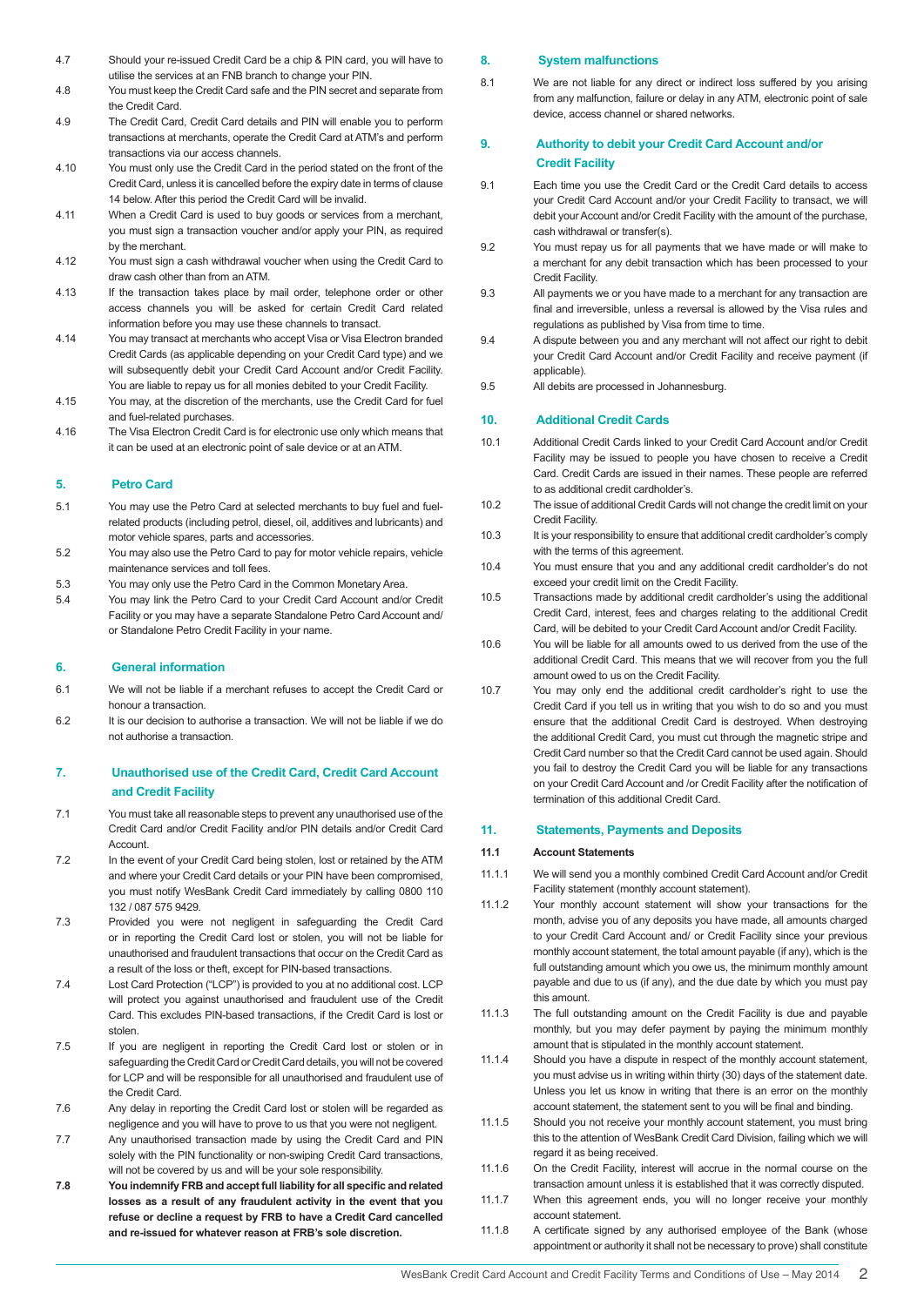4.7 Should your re-issued Credit Card be a chip & PIN card, you will have to utilise the services at an FNB branch to change your PIN.

4.8 You must keep the Credit Card safe and the PIN secret and separate from the Credit Card.

4.9 The Credit Card, Credit Card details and PIN will enable you to perform transactions at merchants, operate the Credit Card at ATM's and perform transactions via our access channels.

4.10 You must only use the Credit Card in the period stated on the front of the Credit Card, unless it is cancelled before the expiry date in terms of clause 14 below. After this period the Credit Card will be invalid.

4.11 When a Credit Card is used to buy goods or services from a merchant, you must sign a transaction voucher and/or apply your PIN, as required by the merchant.

4.12 You must sign a cash withdrawal voucher when using the Credit Card to draw cash other than from an ATM.

4.13 If the transaction takes place by mail order, telephone order or other access channels you will be asked for certain Credit Card related information before you may use these channels to transact.

4.14 You may transact at merchants who accept Visa or Visa Electron branded Credit Cards (as applicable depending on your Credit Card type) and we will subsequently debit your Credit Card Account and/or Credit Facility. You are liable to repay us for all monies debited to your Credit Facility.

4.15 You may, at the discretion of the merchants, use the Credit Card for fuel and fuel-related purchases.

4.16 The Visa Electron Credit Card is for electronic use only which means that it can be used at an electronic point of sale device or at an ATM.

## 5. Petro Card

5.1 You may use the Petro Card at selected merchants to buy fuel and fuel-related products (including petrol, diesel, oil, additives and lubricants) and motor vehicle spares, parts and accessories.

5.2 You may also use the Petro Card to pay for motor vehicle repairs, vehicle maintenance services and toll fees.

5.3 You may only use the Petro Card in the Common Monetary Area.

5.4 You may link the Petro Card to your Credit Card Account and/or Credit Facility or you may have a separate Standalone Petro Card Account and/or Standalone Petro Credit Facility in your name.

## 6. General information

6.1 We will not be liable if a merchant refuses to accept the Credit Card or honour a transaction.

6.2 It is our decision to authorise a transaction. We will not be liable if we do not authorise a transaction.

## 7. Unauthorised use of the Credit Card, Credit Card Account and Credit Facility

7.1 You must take all reasonable steps to prevent any unauthorised use of the Credit Card and/or Credit Facility and/or PIN details and/or Credit Card Account.

7.2 In the event of your Credit Card being stolen, lost or retained by the ATM and where your Credit Card details or your PIN have been compromised, you must notify WesBank Credit Card immediately by calling 0800 110 132 / 087 575 9429.

7.3 Provided you were not negligent in safeguarding the Credit Card or in reporting the Credit Card lost or stolen, you will not be liable for unauthorised and fraudulent transactions that occur on the Credit Card as a result of the loss or theft, except for PIN-based transactions.

7.4 Lost Card Protection ("LCP") is provided to you at no additional cost. LCP will protect you against unauthorised and fraudulent use of the Credit Card. This excludes PIN-based transactions, if the Credit Card is lost or stolen.

7.5 If you are negligent in reporting the Credit Card lost or stolen or in safeguarding the Credit Card or Credit Card details, you will not be covered for LCP and will be responsible for all unauthorised and fraudulent use of the Credit Card.

7.6 Any delay in reporting the Credit Card lost or stolen will be regarded as negligence and you will have to prove to us that you were not negligent.

7.7 Any unauthorised transaction made by using the Credit Card and PIN solely with the PIN functionality or non-swiping Credit Card transactions, will not be covered by us and will be your sole responsibility.

**7.8 You indemnify FRB and accept full liability for all specific and related losses as a result of any fraudulent activity in the event that you refuse or decline a request by FRB to have a Credit Card cancelled and re-issued for whatever reason at FRB's sole discretion.**

## 8. System malfunctions

8.1 We are not liable for any direct or indirect loss suffered by you arising from any malfunction, failure or delay in any ATM, electronic point of sale device, access channel or shared networks.

## 9. Authority to debit your Credit Card Account and/or Credit Facility

9.1 Each time you use the Credit Card or the Credit Card details to access your Credit Card Account and/or your Credit Facility to transact, we will debit your Account and/or Credit Facility with the amount of the purchase, cash withdrawal or transfer(s).

9.2 You must repay us for all payments that we have made or will make to a merchant for any debit transaction which has been processed to your Credit Facility.

9.3 All payments we or you have made to a merchant for any transaction are final and irreversible, unless a reversal is allowed by the Visa rules and regulations as published by Visa from time to time.

9.4 A dispute between you and any merchant will not affect our right to debit your Credit Card Account and/or Credit Facility and receive payment (if applicable).

9.5 All debits are processed in Johannesburg.

## 10. Additional Credit Cards

10.1 Additional Credit Cards linked to your Credit Card Account and/or Credit Facility may be issued to people you have chosen to receive a Credit Card. Credit Cards are issued in their names. These people are referred to as additional credit cardholder's.

10.2 The issue of additional Credit Cards will not change the credit limit on your Credit Facility.

10.3 It is your responsibility to ensure that additional credit cardholder's comply with the terms of this agreement.

10.4 You must ensure that you and any additional credit cardholder's do not exceed your credit limit on the Credit Facility.

10.5 Transactions made by additional credit cardholder's using the additional Credit Card, interest, fees and charges relating to the additional Credit Card, will be debited to your Credit Card Account and/or Credit Facility.

10.6 You will be liable for all amounts owed to us derived from the use of the additional Credit Card. This means that we will recover from you the full amount owed to us on the Credit Facility.

10.7 You may only end the additional credit cardholder's right to use the Credit Card if you tell us in writing that you wish to do so and you must ensure that the additional Credit Card is destroyed. When destroying the additional Credit Card, you must cut through the magnetic stripe and Credit Card number so that the Credit Card cannot be used again. Should you fail to destroy the Credit Card you will be liable for any transactions on your Credit Card Account and /or Credit Facility after the notification of termination of this additional Credit Card.

## 11. Statements, Payments and Deposits

### 11.1 Account Statements

11.1.1 We will send you a monthly combined Credit Card Account and/or Credit Facility statement (monthly account statement).

11.1.2 Your monthly account statement will show your transactions for the month, advise you of any deposits you have made, all amounts charged to your Credit Card Account and/ or Credit Facility since your previous monthly account statement, the total amount payable (if any), which is the full outstanding amount which you owe us, the minimum monthly amount payable and due to us (if any), and the due date by which you must pay this amount.

11.1.3 The full outstanding amount on the Credit Facility is due and payable monthly, but you may defer payment by paying the minimum monthly amount that is stipulated in the monthly account statement.

11.1.4 Should you have a dispute in respect of the monthly account statement, you must advise us in writing within thirty (30) days of the statement date. Unless you let us know in writing that there is an error on the monthly account statement, the statement sent to you will be final and binding.

11.1.5 Should you not receive your monthly account statement, you must bring this to the attention of WesBank Credit Card Division, failing which we will regard it as being received.

11.1.6 On the Credit Facility, interest will accrue in the normal course on the transaction amount unless it is established that it was correctly disputed.

11.1.7 When this agreement ends, you will no longer receive your monthly account statement.

11.1.8 A certificate signed by any authorised employee of the Bank (whose appointment or authority it shall not be necessary to prove) shall constitute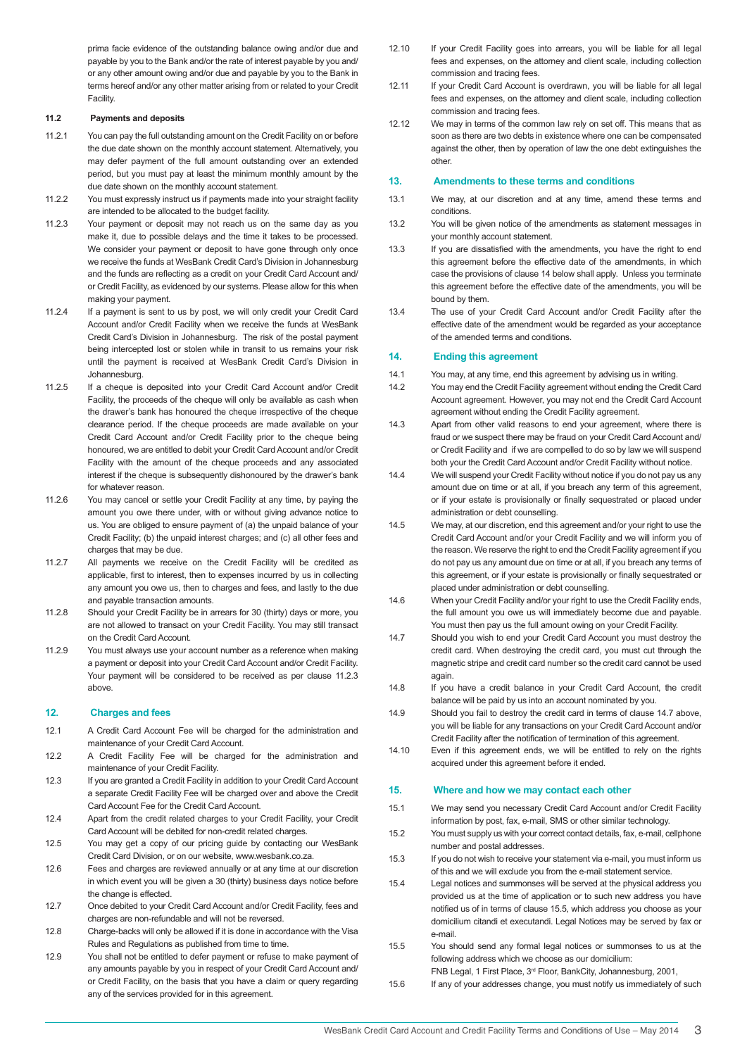prima facie evidence of the outstanding balance owing and/or due and payable by you to the Bank and/or the rate of interest payable by you and/or any other amount owing and/or due and payable by you to the Bank in terms hereof and/or any other matter arising from or related to your Credit Facility.

**11.2 Payments and deposits**

11.2.1 You can pay the full outstanding amount on the Credit Facility on or before the due date shown on the monthly account statement. Alternatively, you may defer payment of the full amount outstanding over an extended period, but you must pay at least the minimum monthly amount by the due date shown on the monthly account statement.

11.2.2 You must expressly instruct us if payments made into your straight facility are intended to be allocated to the budget facility.

11.2.3 Your payment or deposit may not reach us on the same day as you make it, due to possible delays and the time it takes to be processed. We consider your payment or deposit to have gone through only once we receive the funds at WesBank Credit Card's Division in Johannesburg and the funds are reflecting as a credit on your Credit Card Account and/or Credit Facility, as evidenced by our systems. Please allow for this when making your payment.

11.2.4 If a payment is sent to us by post, we will only credit your Credit Card Account and/or Credit Facility when we receive the funds at WesBank Credit Card's Division in Johannesburg. The risk of the postal payment being intercepted lost or stolen while in transit to us remains your risk until the payment is received at WesBank Credit Card's Division in Johannesburg.

11.2.5 If a cheque is deposited into your Credit Card Account and/or Credit Facility, the proceeds of the cheque will only be available as cash when the drawer's bank has honoured the cheque irrespective of the cheque clearance period. If the cheque proceeds are made available on your Credit Card Account and/or Credit Facility prior to the cheque being honoured, we are entitled to debit your Credit Card Account and/or Credit Facility with the amount of the cheque proceeds and any associated interest if the cheque is subsequently dishonoured by the drawer's bank for whatever reason.

11.2.6 You may cancel or settle your Credit Facility at any time, by paying the amount you owe there under, with or without giving advance notice to us. You are obliged to ensure payment of (a) the unpaid balance of your Credit Facility; (b) the unpaid interest charges; and (c) all other fees and charges that may be due.

11.2.7 All payments we receive on the Credit Facility will be credited as applicable, first to interest, then to expenses incurred by us in collecting any amount you owe us, then to charges and fees, and lastly to the due and payable transaction amounts.

11.2.8 Should your Credit Facility be in arrears for 30 (thirty) days or more, you are not allowed to transact on your Credit Facility. You may still transact on the Credit Card Account.

11.2.9 You must always use your account number as a reference when making a payment or deposit into your Credit Card Account and/or Credit Facility. Your payment will be considered to be received as per clause 11.2.3 above.

## 12. Charges and fees

12.1 A Credit Card Account Fee will be charged for the administration and maintenance of your Credit Card Account.

12.2 A Credit Facility Fee will be charged for the administration and maintenance of your Credit Facility.

12.3 If you are granted a Credit Facility in addition to your Credit Card Account a separate Credit Facility Fee will be charged over and above the Credit Card Account Fee for the Credit Card Account.

12.4 Apart from the credit related charges to your Credit Facility, your Credit Card Account will be debited for non-credit related charges.

12.5 You may get a copy of our pricing guide by contacting our WesBank Credit Card Division, or on our website, www.wesbank.co.za.

12.6 Fees and charges are reviewed annually or at any time at our discretion in which event you will be given a 30 (thirty) business days notice before the change is effected.

12.7 Once debited to your Credit Card Account and/or Credit Facility, fees and charges are non-refundable and will not be reversed.

12.8 Charge-backs will only be allowed if it is done in accordance with the Visa Rules and Regulations as published from time to time.

12.9 You shall not be entitled to defer payment or refuse to make payment of any amounts payable by you in respect of your Credit Card Account and/or Credit Facility, on the basis that you have a claim or query regarding any of the services provided for in this agreement.

12.10 If your Credit Facility goes into arrears, you will be liable for all legal fees and expenses, on the attorney and client scale, including collection commission and tracing fees.

12.11 If your Credit Card Account is overdrawn, you will be liable for all legal fees and expenses, on the attorney and client scale, including collection commission and tracing fees.

12.12 We may in terms of the common law rely on set off. This means that as soon as there are two debts in existence where one can be compensated against the other, then by operation of law the one debt extinguishes the other.

## 13. Amendments to these terms and conditions

13.1 We may, at our discretion and at any time, amend these terms and conditions.

13.2 You will be given notice of the amendments as statement messages in your monthly account statement.

13.3 If you are dissatisfied with the amendments, you have the right to end this agreement before the effective date of the amendments, in which case the provisions of clause 14 below shall apply. Unless you terminate this agreement before the effective date of the amendments, you will be bound by them.

13.4 The use of your Credit Card Account and/or Credit Facility after the effective date of the amendment would be regarded as your acceptance of the amended terms and conditions.

## 14. Ending this agreement

14.1 You may, at any time, end this agreement by advising us in writing.

14.2 You may end the Credit Facility agreement without ending the Credit Card Account agreement. However, you may not end the Credit Card Account agreement without ending the Credit Facility agreement.

14.3 Apart from other valid reasons to end your agreement, where there is fraud or we suspect there may be fraud on your Credit Card Account and/or Credit Facility and if we are compelled to do so by law we will suspend both your the Credit Card Account and/or Credit Facility without notice.

14.4 We will suspend your Credit Facility without notice if you do not pay us any amount due on time or at all, if you breach any term of this agreement, or if your estate is provisionally or finally sequestrated or placed under administration or debt counselling.

14.5 We may, at our discretion, end this agreement and/or your right to use the Credit Card Account and/or your Credit Facility and we will inform you of the reason. We reserve the right to end the Credit Facility agreement if you do not pay us any amount due on time or at all, if you breach any terms of this agreement, or if your estate is provisionally or finally sequestrated or placed under administration or debt counselling.

14.6 When your Credit Facility and/or your right to use the Credit Facility ends, the full amount you owe us will immediately become due and payable. You must then pay us the full amount owing on your Credit Facility.

14.7 Should you wish to end your Credit Card Account you must destroy the credit card. When destroying the credit card, you must cut through the magnetic stripe and credit card number so the credit card cannot be used again.

14.8 If you have a credit balance in your Credit Card Account, the credit balance will be paid by us into an account nominated by you.

14.9 Should you fail to destroy the credit card in terms of clause 14.7 above, you will be liable for any transactions on your Credit Card Account and/or Credit Facility after the notification of termination of this agreement.

14.10 Even if this agreement ends, we will be entitled to rely on the rights acquired under this agreement before it ended.

## 15. Where and how we may contact each other

15.1 We may send you necessary Credit Card Account and/or Credit Facility information by post, fax, e-mail, SMS or other similar technology.

15.2 You must supply us with your correct contact details, fax, e-mail, cellphone number and postal addresses.

15.3 If you do not wish to receive your statement via e-mail, you must inform us of this and we will exclude you from the e-mail statement service.

15.4 Legal notices and summonses will be served at the physical address you provided us at the time of application or to such new address you have notified us of in terms of clause 15.5, which address you choose as your domicilium citandi et executandi. Legal Notices may be served by fax or e-mail.

15.5 You should send any formal legal notices or summonses to us at the following address which we choose as our domicilium:
FNB Legal, 1 First Place, 3rd Floor, BankCity, Johannesburg, 2001,

15.6 If any of your addresses change, you must notify us immediately of such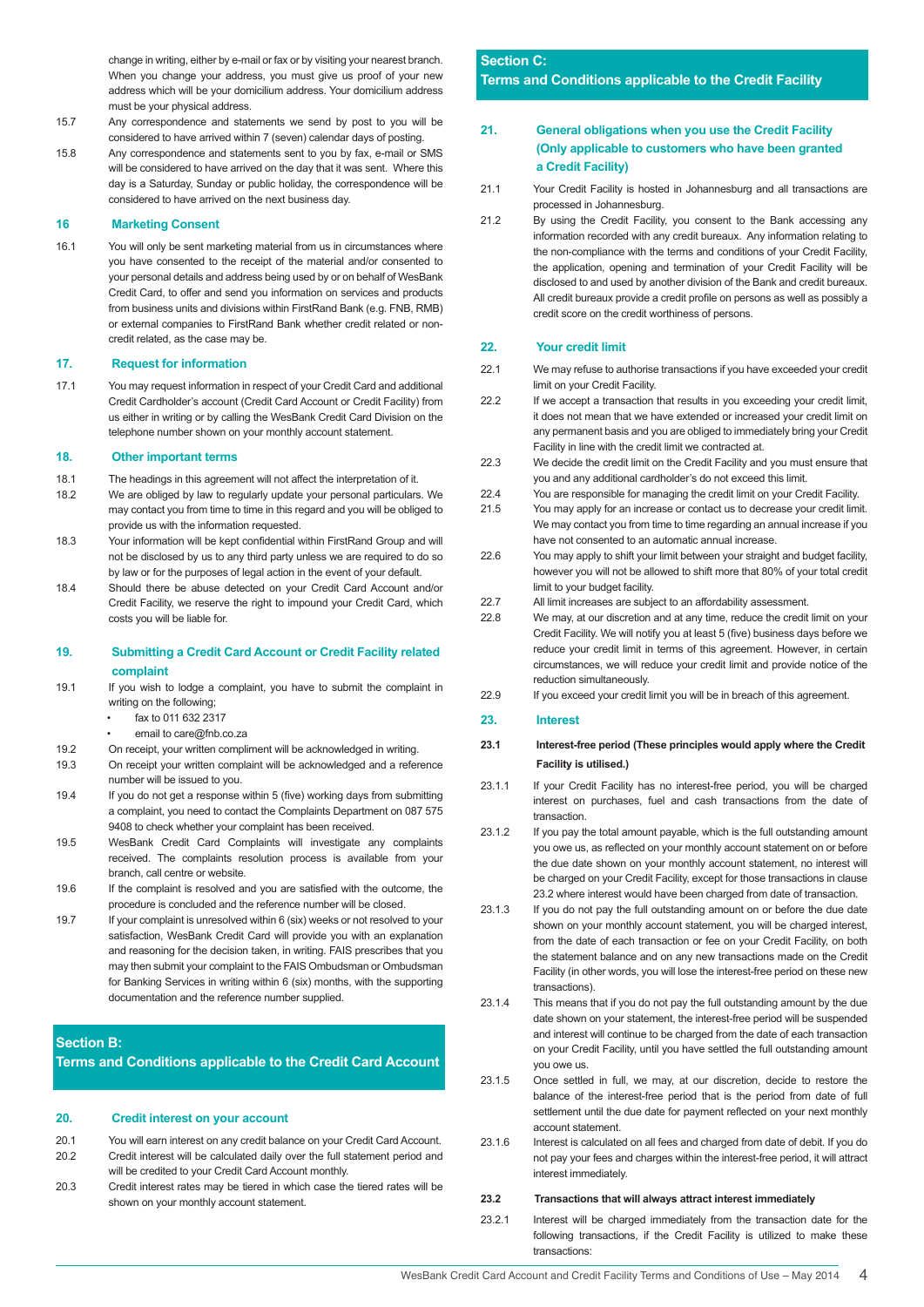change in writing, either by e-mail or fax or by visiting your nearest branch. When you change your address, you must give us proof of your new address which will be your domicilium address. Your domicilium address must be your physical address.

15.7 Any correspondence and statements we send by post to you will be considered to have arrived within 7 (seven) calendar days of posting.

15.8 Any correspondence and statements sent to you by fax, e-mail or SMS will be considered to have arrived on the day that it was sent. Where this day is a Saturday, Sunday or public holiday, the correspondence will be considered to have arrived on the next business day.

## 16 Marketing Consent

16.1 You will only be sent marketing material from us in circumstances where you have consented to the receipt of the material and/or consented to your personal details and address being used by or on behalf of WesBank Credit Card, to offer and send you information on services and products from business units and divisions within FirstRand Bank (e.g. FNB, RMB) or external companies to FirstRand Bank whether credit related or non-credit related, as the case may be.

## 17. Request for information

17.1 You may request information in respect of your Credit Card and additional Credit Cardholder's account (Credit Card Account or Credit Facility) from us either in writing or by calling the WesBank Credit Card Division on the telephone number shown on your monthly account statement.

## 18. Other important terms

18.1 The headings in this agreement will not affect the interpretation of it.

18.2 We are obliged by law to regularly update your personal particulars. We may contact you from time to time in this regard and you will be obliged to provide us with the information requested.

18.3 Your information will be kept confidential within FirstRand Group and will not be disclosed by us to any third party unless we are required to do so by law or for the purposes of legal action in the event of your default.

18.4 Should there be abuse detected on your Credit Card Account and/or Credit Facility, we reserve the right to impound your Credit Card, which costs you will be liable for.

## 19. Submitting a Credit Card Account or Credit Facility related complaint

19.1 If you wish to lodge a complaint, you have to submit the complaint in writing on the following;

- fax to 011 632 2317
- email to care@fnb.co.za

19.2 On receipt, your written compliment will be acknowledged in writing.

19.3 On receipt your written complaint will be acknowledged and a reference number will be issued to you.

19.4 If you do not get a response within 5 (five) working days from submitting a complaint, you need to contact the Complaints Department on 087 575 9408 to check whether your complaint has been received.

19.5 WesBank Credit Card Complaints will investigate any complaints received. The complaints resolution process is available from your branch, call centre or website.

19.6 If the complaint is resolved and you are satisfied with the outcome, the procedure is concluded and the reference number will be closed.

19.7 If your complaint is unresolved within 6 (six) weeks or not resolved to your satisfaction, WesBank Credit Card will provide you with an explanation and reasoning for the decision taken, in writing. FAIS prescribes that you may then submit your complaint to the FAIS Ombudsman or Ombudsman for Banking Services in writing within 6 (six) months, with the supporting documentation and the reference number supplied.

# Section B: Terms and Conditions applicable to the Credit Card Account

## 20. Credit interest on your account

20.1 You will earn interest on any credit balance on your Credit Card Account.

20.2 Credit interest will be calculated daily over the full statement period and will be credited to your Credit Card Account monthly.

20.3 Credit interest rates may be tiered in which case the tiered rates will be shown on your monthly account statement.

# Section C: Terms and Conditions applicable to the Credit Facility

## 21. General obligations when you use the Credit Facility (Only applicable to customers who have been granted a Credit Facility)

21.1 Your Credit Facility is hosted in Johannesburg and all transactions are processed in Johannesburg.

21.2 By using the Credit Facility, you consent to the Bank accessing any information recorded with any credit bureaux. Any information relating to the non-compliance with the terms and conditions of your Credit Facility, the application, opening and termination of your Credit Facility will be disclosed to and used by another division of the Bank and credit bureaux. All credit bureaux provide a credit profile on persons as well as possibly a credit score on the credit worthiness of persons.

## 22. Your credit limit

22.1 We may refuse to authorise transactions if you have exceeded your credit limit on your Credit Facility.

22.2 If we accept a transaction that results in you exceeding your credit limit, it does not mean that we have extended or increased your credit limit on any permanent basis and you are obliged to immediately bring your Credit Facility in line with the credit limit we contracted at.

22.3 We decide the credit limit on the Credit Facility and you must ensure that you and any additional cardholder's do not exceed this limit.

22.4 You are responsible for managing the credit limit on your Credit Facility.

21.5 You may apply for an increase or contact us to decrease your credit limit. We may contact you from time to time regarding an annual increase if you have not consented to an automatic annual increase.

22.6 You may apply to shift your limit between your straight and budget facility, however you will not be allowed to shift more that 80% of your total credit limit to your budget facility.

22.7 All limit increases are subject to an affordability assessment.

22.8 We may, at our discretion and at any time, reduce the credit limit on your Credit Facility. We will notify you at least 5 (five) business days before we reduce your credit limit in terms of this agreement. However, in certain circumstances, we will reduce your credit limit and provide notice of the reduction simultaneously.

22.9 If you exceed your credit limit you will be in breach of this agreement.

## 23. Interest

### 23.1 Interest-free period (These principles would apply where the Credit Facility is utilised.)

23.1.1 If your Credit Facility has no interest-free period, you will be charged interest on purchases, fuel and cash transactions from the date of transaction.

23.1.2 If you pay the total amount payable, which is the full outstanding amount you owe us, as reflected on your monthly account statement on or before the due date shown on your monthly account statement, no interest will be charged on your Credit Facility, except for those transactions in clause 23.2 where interest would have been charged from date of transaction.

23.1.3 If you do not pay the full outstanding amount on or before the due date shown on your monthly account statement, you will be charged interest, from the date of each transaction or fee on your Credit Facility, on both the statement balance and on any new transactions made on the Credit Facility (in other words, you will lose the interest-free period on these new transactions).

23.1.4 This means that if you do not pay the full outstanding amount by the due date shown on your statement, the interest-free period will be suspended and interest will continue to be charged from the date of each transaction on your Credit Facility, until you have settled the full outstanding amount you owe us.

23.1.5 Once settled in full, we may, at our discretion, decide to restore the balance of the interest-free period that is the period from date of full settlement until the due date for payment reflected on your next monthly account statement.

23.1.6 Interest is calculated on all fees and charged from date of debit. If you do not pay your fees and charges within the interest-free period, it will attract interest immediately.

### 23.2 Transactions that will always attract interest immediately

23.2.1 Interest will be charged immediately from the transaction date for the following transactions, if the Credit Facility is utilized to make these transactions: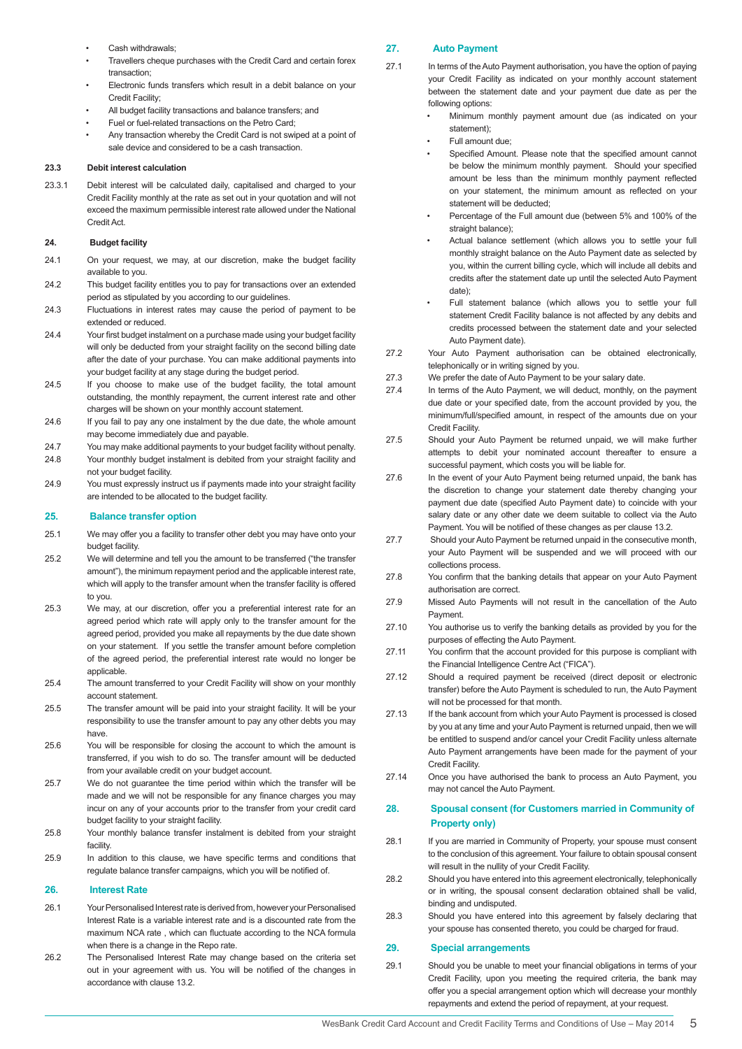- Cash withdrawals;
- Travellers cheque purchases with the Credit Card and certain forex transaction;
- Electronic funds transfers which result in a debit balance on your Credit Facility;
- All budget facility transactions and balance transfers; and
- Fuel or fuel-related transactions on the Petro Card;
- Any transaction whereby the Credit Card is not swiped at a point of sale device and considered to be a cash transaction.

**23.3 Debit interest calculation**

23.3.1 Debit interest will be calculated daily, capitalised and charged to your Credit Facility monthly at the rate as set out in your quotation and will not exceed the maximum permissible interest rate allowed under the National Credit Act.

## 24. Budget facility

24.1 On your request, we may, at our discretion, make the budget facility available to you.

24.2 This budget facility entitles you to pay for transactions over an extended period as stipulated by you according to our guidelines.

24.3 Fluctuations in interest rates may cause the period of payment to be extended or reduced.

24.4 Your first budget instalment on a purchase made using your budget facility will only be deducted from your straight facility on the second billing date after the date of your purchase. You can make additional payments into your budget facility at any stage during the budget period.

24.5 If you choose to make use of the budget facility, the total amount outstanding, the monthly repayment, the current interest rate and other charges will be shown on your monthly account statement.

24.6 If you fail to pay any one instalment by the due date, the whole amount may become immediately due and payable.

24.7 You may make additional payments to your budget facility without penalty.

24.8 Your monthly budget instalment is debited from your straight facility and not your budget facility.

24.9 You must expressly instruct us if payments made into your straight facility are intended to be allocated to the budget facility.

## 25. Balance transfer option

25.1 We may offer you a facility to transfer other debt you may have onto your budget facility.

25.2 We will determine and tell you the amount to be transferred ("the transfer amount"), the minimum repayment period and the applicable interest rate, which will apply to the transfer amount when the transfer facility is offered to you.

25.3 We may, at our discretion, offer you a preferential interest rate for an agreed period which rate will apply only to the transfer amount for the agreed period, provided you make all repayments by the due date shown on your statement. If you settle the transfer amount before completion of the agreed period, the preferential interest rate would no longer be applicable.

25.4 The amount transferred to your Credit Facility will show on your monthly account statement.

25.5 The transfer amount will be paid into your straight facility. It will be your responsibility to use the transfer amount to pay any other debts you may have.

25.6 You will be responsible for closing the account to which the amount is transferred, if you wish to do so. The transfer amount will be deducted from your available credit on your budget account.

25.7 We do not guarantee the time period within which the transfer will be made and we will not be responsible for any finance charges you may incur on any of your accounts prior to the transfer from your credit card budget facility to your straight facility.

25.8 Your monthly balance transfer instalment is debited from your straight facility.

25.9 In addition to this clause, we have specific terms and conditions that regulate balance transfer campaigns, which you will be notified of.

## 26. Interest Rate

26.1 Your Personalised Interest rate is derived from, however your Personalised Interest Rate is a variable interest rate and is a discounted rate from the maximum NCA rate , which can fluctuate according to the NCA formula when there is a change in the Repo rate.

26.2 The Personalised Interest Rate may change based on the criteria set out in your agreement with us. You will be notified of the changes in accordance with clause 13.2.

## 27. Auto Payment

27.1 In terms of the Auto Payment authorisation, you have the option of paying your Credit Facility as indicated on your monthly account statement between the statement date and your payment due date as per the following options:

- Minimum monthly payment amount due (as indicated on your statement);
- Full amount due;
- Specified Amount. Please note that the specified amount cannot be below the minimum monthly payment. Should your specified amount be less than the minimum monthly payment reflected on your statement, the minimum amount as reflected on your statement will be deducted;
- Percentage of the Full amount due (between 5% and 100% of the straight balance);
- Actual balance settlement (which allows you to settle your full monthly straight balance on the Auto Payment date as selected by you, within the current billing cycle, which will include all debits and credits after the statement date up until the selected Auto Payment date);
- Full statement balance (which allows you to settle your full statement Credit Facility balance is not affected by any debits and credits processed between the statement date and your selected Auto Payment date).

27.2 Your Auto Payment authorisation can be obtained electronically, telephonically or in writing signed by you.

27.3 We prefer the date of Auto Payment to be your salary date.

27.4 In terms of the Auto Payment, we will deduct, monthly, on the payment due date or your specified date, from the account provided by you, the minimum/full/specified amount, in respect of the amounts due on your Credit Facility.

27.5 Should your Auto Payment be returned unpaid, we will make further attempts to debit your nominated account thereafter to ensure a successful payment, which costs you will be liable for.

27.6 In the event of your Auto Payment being returned unpaid, the bank has the discretion to change your statement date thereby changing your payment due date (specified Auto Payment date) to coincide with your salary date or any other date we deem suitable to collect via the Auto Payment. You will be notified of these changes as per clause 13.2.

27.7 Should your Auto Payment be returned unpaid in the consecutive month, your Auto Payment will be suspended and we will proceed with our collections process.

27.8 You confirm that the banking details that appear on your Auto Payment authorisation are correct.

27.9 Missed Auto Payments will not result in the cancellation of the Auto Payment.

27.10 You authorise us to verify the banking details as provided by you for the purposes of effecting the Auto Payment.

27.11 You confirm that the account provided for this purpose is compliant with the Financial Intelligence Centre Act ("FICA").

27.12 Should a required payment be received (direct deposit or electronic transfer) before the Auto Payment is scheduled to run, the Auto Payment will not be processed for that month.

27.13 If the bank account from which your Auto Payment is processed is closed by you at any time and your Auto Payment is returned unpaid, then we will be entitled to suspend and/or cancel your Credit Facility unless alternate Auto Payment arrangements have been made for the payment of your Credit Facility.

27.14 Once you have authorised the bank to process an Auto Payment, you may not cancel the Auto Payment.

## 28. Spousal consent (for Customers married in Community of Property only)

28.1 If you are married in Community of Property, your spouse must consent to the conclusion of this agreement. Your failure to obtain spousal consent will result in the nullity of your Credit Facility.

28.2 Should you have entered into this agreement electronically, telephonically or in writing, the spousal consent declaration obtained shall be valid, binding and undisputed.

28.3 Should you have entered into this agreement by falsely declaring that your spouse has consented thereto, you could be charged for fraud.

## 29. Special arrangements

29.1 Should you be unable to meet your financial obligations in terms of your Credit Facility, upon you meeting the required criteria, the bank may offer you a special arrangement option which will decrease your monthly repayments and extend the period of repayment, at your request.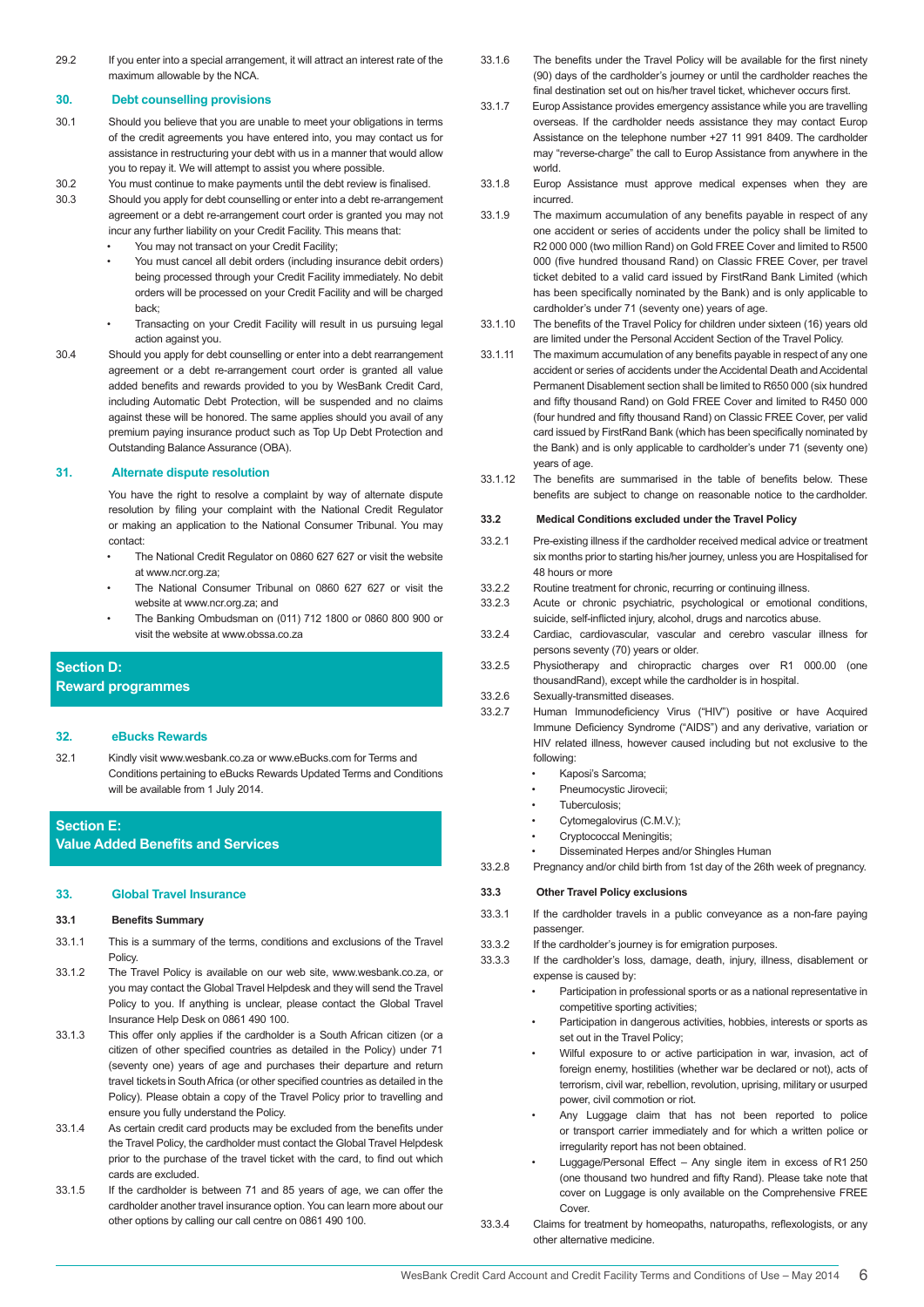29.2 If you enter into a special arrangement, it will attract an interest rate of the maximum allowable by the NCA.

## 30. Debt counselling provisions

30.1 Should you believe that you are unable to meet your obligations in terms of the credit agreements you have entered into, you may contact us for assistance in restructuring your debt with us in a manner that would allow you to repay it. We will attempt to assist you where possible.

30.2 You must continue to make payments until the debt review is finalised.

30.3 Should you apply for debt counselling or enter into a debt re-arrangement agreement or a debt re-arrangement court order is granted you may not incur any further liability on your Credit Facility. This means that:

- You may not transact on your Credit Facility;
- You must cancel all debit orders (including insurance debit orders) being processed through your Credit Facility immediately. No debit orders will be processed on your Credit Facility and will be charged back;
- Transacting on your Credit Facility will result in us pursuing legal action against you.

30.4 Should you apply for debt counselling or enter into a debt rearrangement agreement or a debt re-arrangement court order is granted all value added benefits and rewards provided to you by WesBank Credit Card, including Automatic Debt Protection, will be suspended and no claims against these will be honored. The same applies should you avail of any premium paying insurance product such as Top Up Debt Protection and Outstanding Balance Assurance (OBA).

## 31. Alternate dispute resolution

You have the right to resolve a complaint by way of alternate dispute resolution by filing your complaint with the National Credit Regulator or making an application to the National Consumer Tribunal. You may contact:

- The National Credit Regulator on 0860 627 627 or visit the website at www.ncr.org.za;
- The National Consumer Tribunal on 0860 627 627 or visit the website at www.ncr.org.za; and
- The Banking Ombudsman on (011) 712 1800 or 0860 800 900 or visit the website at www.obssa.co.za

# Section D: Reward programmes

## 32. eBucks Rewards

32.1 Kindly visit www.wesbank.co.za or www.eBucks.com for Terms and Conditions pertaining to eBucks Rewards Updated Terms and Conditions will be available from 1 July 2014.

# Section E: Value Added Benefits and Services

## 33. Global Travel Insurance

### 33.1 Benefits Summary

33.1.1 This is a summary of the terms, conditions and exclusions of the Travel Policy.

33.1.2 The Travel Policy is available on our web site, www.wesbank.co.za, or you may contact the Global Travel Helpdesk and they will send the Travel Policy to you. If anything is unclear, please contact the Global Travel Insurance Help Desk on 0861 490 100.

33.1.3 This offer only applies if the cardholder is a South African citizen (or a citizen of other specified countries as detailed in the Policy) under 71 (seventy one) years of age and purchases their departure and return travel tickets in South Africa (or other specified countries as detailed in the Policy). Please obtain a copy of the Travel Policy prior to travelling and ensure you fully understand the Policy.

33.1.4 As certain credit card products may be excluded from the benefits under the Travel Policy, the cardholder must contact the Global Travel Helpdesk prior to the purchase of the travel ticket with the card, to find out which cards are excluded.

33.1.5 If the cardholder is between 71 and 85 years of age, we can offer the cardholder another travel insurance option. You can learn more about our other options by calling our call centre on 0861 490 100.

33.1.6 The benefits under the Travel Policy will be available for the first ninety (90) days of the cardholder's journey or until the cardholder reaches the final destination set out on his/her travel ticket, whichever occurs first.

33.1.7 Europ Assistance provides emergency assistance while you are travelling overseas. If the cardholder needs assistance they may contact Europ Assistance on the telephone number +27 11 991 8409. The cardholder may "reverse-charge" the call to Europ Assistance from anywhere in the world.

33.1.8 Europ Assistance must approve medical expenses when they are incurred.

33.1.9 The maximum accumulation of any benefits payable in respect of any one accident or series of accidents under the policy shall be limited to R2 000 000 (two million Rand) on Gold FREE Cover and limited to R500 000 (five hundred thousand Rand) on Classic FREE Cover, per travel ticket debited to a valid card issued by FirstRand Bank Limited (which has been specifically nominated by the Bank) and is only applicable to cardholder's under 71 (seventy one) years of age.

33.1.10 The benefits of the Travel Policy for children under sixteen (16) years old are limited under the Personal Accident Section of the Travel Policy.

33.1.11 The maximum accumulation of any benefits payable in respect of any one accident or series of accidents under the Accidental Death and Accidental Permanent Disablement section shall be limited to R650 000 (six hundred and fifty thousand Rand) on Gold FREE Cover and limited to R450 000 (four hundred and fifty thousand Rand) on Classic FREE Cover, per valid card issued by FirstRand Bank (which has been specifically nominated by the Bank) and is only applicable to cardholder's under 71 (seventy one) years of age.

33.1.12 The benefits are summarised in the table of benefits below. These benefits are subject to change on reasonable notice to the cardholder.

### 33.2 Medical Conditions excluded under the Travel Policy

33.2.1 Pre-existing illness if the cardholder received medical advice or treatment six months prior to starting his/her journey, unless you are Hospitalised for 48 hours or more

33.2.2 Routine treatment for chronic, recurring or continuing illness.

33.2.3 Acute or chronic psychiatric, psychological or emotional conditions, suicide, self-inflicted injury, alcohol, drugs and narcotics abuse.

33.2.4 Cardiac, cardiovascular, vascular and cerebro vascular illness for persons seventy (70) years or older.

33.2.5 Physiotherapy and chiropractic charges over R1 000.00 (one thousandRand), except while the cardholder is in hospital.

33.2.6 Sexually-transmitted diseases.

33.2.7 Human Immunodeficiency Virus ("HIV") positive or have Acquired Immune Deficiency Syndrome ("AIDS") and any derivative, variation or HIV related illness, however caused including but not exclusive to the following:

- Kaposi's Sarcoma;
- Pneumocystic Jirovecii;
- Tuberculosis;
- Cytomegalovirus (C.M.V.);
- Cryptococcal Meningitis;
- Disseminated Herpes and/or Shingles Human

33.2.8 Pregnancy and/or child birth from 1st day of the 26th week of pregnancy.

### 33.3 Other Travel Policy exclusions

33.3.1 If the cardholder travels in a public conveyance as a non-fare paying passenger.

33.3.2 If the cardholder's journey is for emigration purposes.

33.3.3 If the cardholder's loss, damage, death, injury, illness, disablement or expense is caused by:

- Participation in professional sports or as a national representative in competitive sporting activities;
- Participation in dangerous activities, hobbies, interests or sports as set out in the Travel Policy;
- Wilful exposure to or active participation in war, invasion, act of foreign enemy, hostilities (whether war be declared or not), acts of terrorism, civil war, rebellion, revolution, uprising, military or usurped power, civil commotion or riot.
- Any Luggage claim that has not been reported to police or transport carrier immediately and for which a written police or irregularity report has not been obtained.
- Luggage/Personal Effect – Any single item in excess of R1 250 (one thousand two hundred and fifty Rand). Please take note that cover on Luggage is only available on the Comprehensive FREE Cover.

33.3.4 Claims for treatment by homeopaths, naturopaths, reflexologists, or any other alternative medicine.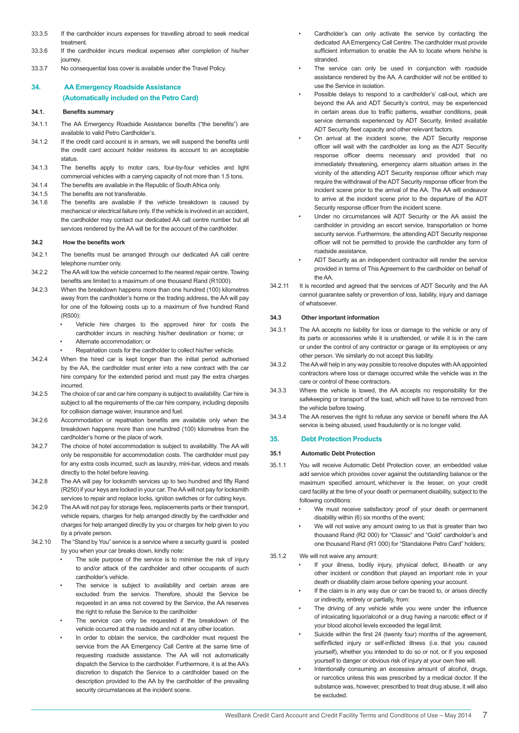33.3.5 If the cardholder incurs expenses for travelling abroad to seek medical treatment.

33.3.6 If the cardholder incurs medical expenses after completion of his/her journey.

33.3.7 No consequential loss cover is available under the Travel Policy.

## 34. AA Emergency Roadside Assistance (Automatically included on the Petro Card)

### 34.1. Benefits summary

34.1.1 The AA Emergency Roadside Assistance benefits ("the benefits") are available to valid Petro Cardholder's.

34.1.2 If the credit card account is in arrears, we will suspend the benefits until the credit card account holder restores its account to an acceptable status.

34.1.3 The benefits apply to motor cars, four-by-four vehicles and light commercial vehicles with a carrying capacity of not more than 1.5 tons.

34.1.4 The benefits are available in the Republic of South Africa only.

34.1.5 The benefits are not transferable.

34.1.6 The benefits are available if the vehicle breakdown is caused by mechanical or electrical failure only. If the vehicle is involved in an accident, the cardholder may contact our dedicated AA call centre number but all services rendered by the AA will be for the account of the cardholder.

### 34.2 How the benefits work

34.2.1 The benefits must be arranged through our dedicated AA call centre telephone number only.

34.2.2 The AA will tow the vehicle concerned to the nearest repair centre. Towing benefits are limited to a maximum of one thousand Rand (R1000).

34.2.3 When the breakdown happens more than one hundred (100) kilometres away from the cardholder's home or the trading address, the AA will pay for one of the following costs up to a maximum of five hundred Rand (R500):

- Vehicle hire charges to the approved hirer for costs the cardholder incurs in reaching his/her destination or home; or
- Alternate accommodation; or
- Repatriation costs for the cardholder to collect his/her vehicle.

34.2.4 When the hired car is kept longer than the initial period authorised by the AA, the cardholder must enter into a new contract with the car hire company for the extended period and must pay the extra charges incurred.

34.2.5 The choice of car and car hire company is subject to availability. Car hire is subject to all the requirements of the car hire company, including deposits for collision damage waiver, insurance and fuel.

34.2.6 Accommodation or repatriation benefits are available only when the breakdown happens more than one hundred (100) kilometres from the cardholder's home or the place of work.

34.2.7 The choice of hotel accommodation is subject to availability. The AA will only be responsible for accommodation costs. The cardholder must pay for any extra costs incurred, such as laundry, mini-bar, videos and meals directly to the hotel before leaving.

34.2.8 The AA will pay for locksmith services up to two hundred and fifty Rand (R250) if your keys are locked in your car. The AA will not pay for locksmith services to repair and replace locks, ignition switches or for cutting keys.

34.2.9 The AA will not pay for storage fees, replacements parts or their transport, vehicle repairs, charges for help arranged directly by the cardholder and charges for help arranged directly by you or charges for help given to you by a private person.

34.2.10 The "Stand by You" service is a service where a security guard is posted by you when your car breaks down, kindly note:

- The sole purpose of the service is to minimise the risk of injury to and/or attack of the cardholder and other occupants of such cardholder's vehicle.
- The service is subject to availability and certain areas are excluded from the service. Therefore, should the Service be requested in an area not covered by the Service, the AA reserves the right to refuse the Service to the cardholder
- The service can only be requested if the breakdown of the vehicle occurred at the roadside and not at any other location.
- In order to obtain the service, the cardholder must request the service from the AA Emergency Call Centre at the same time of requesting roadside assistance. The AA will not automatically dispatch the Service to the cardholder. Furthermore, it is at the AA's discretion to dispatch the Service to a cardholder based on the description provided to the AA by the cardholder of the prevailing security circumstances at the incident scene.
- Cardholder's can only activate the service by contacting the dedicated AA Emergency Call Centre. The cardholder must provide sufficient information to enable the AA to locate where he/she is stranded.
- The service can only be used in conjunction with roadside assistance rendered by the AA. A cardholder will not be entitled to use the Service in isolation.
- Possible delays to respond to a cardholder's' call-out, which are beyond the AA and ADT Security's control, may be experienced in certain areas due to traffic patterns, weather conditions, peak service demands experienced by ADT Security, limited available ADT Security fleet capacity and other relevant factors.
- On arrival at the incident scene, the ADT Security response officer will wait with the cardholder as long as the ADT Security response officer deems necessary and provided that no immediately threatening, emergency alarm situation arises in the vicinity of the attending ADT Security response officer which may require the withdrawal of the ADT Security response officer from the incident scene prior to the arrival of the AA. The AA will endeavor to arrive at the incident scene prior to the departure of the ADT Security response officer from the incident scene.
- Under no circumstances will ADT Security or the AA assist the cardholder in providing an escort service, transportation or home security service. Furthermore, the attending ADT Security response officer will not be permitted to provide the cardholder any form of roadside assistance.
- ADT Security as an independent contractor will render the service provided in terms of This Agreement to the cardholder on behalf of the AA.

34.2.11 It is recorded and agreed that the services of ADT Security and the AA cannot guarantee safety or prevention of loss, liability, injury and damage of whatsoever.

### 34.3 Other important information

34.3.1 The AA accepts no liability for loss or damage to the vehicle or any of its parts or accessories while it is unattended, or while it is in the care or under the control of any contractor or garage or its employees or any other person. We similarly do not accept this liability.

34.3.2 The AA will help in any way possible to resolve disputes with AA appointed contractors where loss or damage occurred while the vehicle was in the care or control of these contractors.

34.3.3 Where the vehicle is towed, the AA accepts no responsibility for the safekeeping or transport of the load, which will have to be removed from the vehicle before towing.

34.3.4 The AA reserves the right to refuse any service or benefit where the AA service is being abused, used fraudulently or is no longer valid.

## 35. Debt Protection Products

### 35.1 Automatic Debt Protection

35.1.1 You will receive Automatic Debt Protection cover, an embedded value add service which provides cover against the outstanding balance or the maximum specified amount, whichever is the lesser, on your credit card facility at the time of your death or permanent disability, subject to the following conditions:

- We must receive satisfactory proof of your death or permanent disability within (6) six months of the event;
- We will not waive any amount owing to us that is greater than two thousand Rand (R2 000) for "Classic" and "Gold" cardholder's and one thousand Rand (R1 000) for "Standalone Petro Card" holders;

35.1.2 We will not waive any amount:

- If your illness, bodily injury, physical defect, ill-health or any other incident or condition that played an important role in your death or disability claim arose before opening your account.
- If the claim is in any way due or can be traced to, or arises directly or indirectly, entirely or partially, from:
- The driving of any vehicle while you were under the influence of intoxicating liquor/alcohol or a drug having a narcotic effect or if your blood alcohol levels exceeded the legal limit.
- Suicide within the first 24 (twenty four) months of the agreement, selfinflicted injury or self-inflicted illness (i.e. that you caused yourself), whether you intended to do so or not, or if you exposed yourself to danger or obvious risk of injury at your own free will.
- Intentionally consuming an excessive amount of alcohol, drugs, or narcotics unless this was prescribed by a medical doctor. If the substance was, however, prescribed to treat drug abuse, it will also be excluded.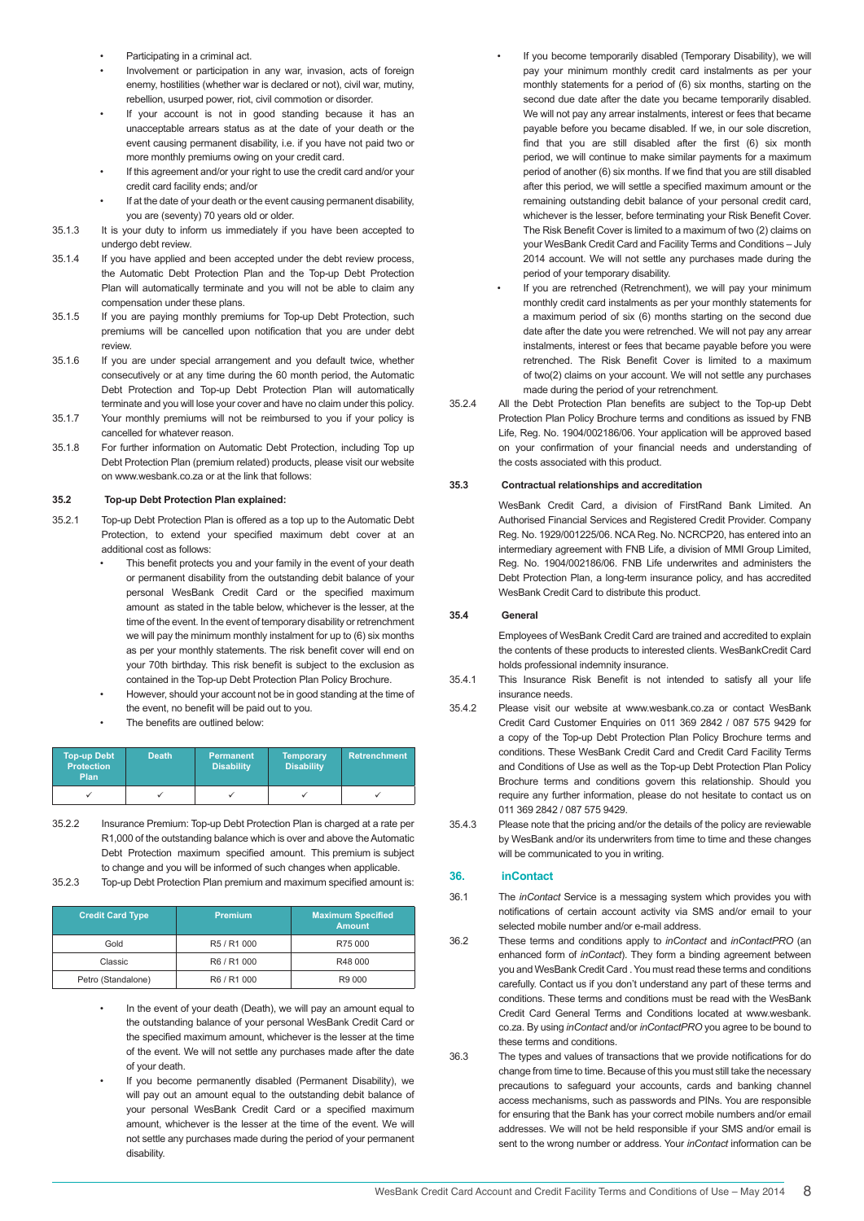- Participating in a criminal act.
- Involvement or participation in any war, invasion, acts of foreign enemy, hostilities (whether war is declared or not), civil war, mutiny, rebellion, usurped power, riot, civil commotion or disorder.
- If your account is not in good standing because it has an unacceptable arrears status as at the date of your death or the event causing permanent disability, i.e. if you have not paid two or more monthly premiums owing on your credit card.
- If this agreement and/or your right to use the credit card and/or your credit card facility ends; and/or
- If at the date of your death or the event causing permanent disability, you are (seventy) 70 years old or older.

35.1.3 It is your duty to inform us immediately if you have been accepted to undergo debt review.

35.1.4 If you have applied and been accepted under the debt review process, the Automatic Debt Protection Plan and the Top-up Debt Protection Plan will automatically terminate and you will not be able to claim any compensation under these plans.

35.1.5 If you are paying monthly premiums for Top-up Debt Protection, such premiums will be cancelled upon notification that you are under debt review.

35.1.6 If you are under special arrangement and you default twice, whether consecutively or at any time during the 60 month period, the Automatic Debt Protection and Top-up Debt Protection Plan will automatically terminate and you will lose your cover and have no claim under this policy.

35.1.7 Your monthly premiums will not be reimbursed to you if your policy is cancelled for whatever reason.

35.1.8 For further information on Automatic Debt Protection, including Top up Debt Protection Plan (premium related) products, please visit our website on www.wesbank.co.za or at the link that follows:

**35.2 Top-up Debt Protection Plan explained:**

35.2.1 Top-up Debt Protection Plan is offered as a top up to the Automatic Debt Protection, to extend your specified maximum debt cover at an additional cost as follows:

- This benefit protects you and your family in the event of your death or permanent disability from the outstanding debit balance of your personal WesBank Credit Card or the specified maximum amount as stated in the table below, whichever is the lesser, at the time of the event. In the event of temporary disability or retrenchment we will pay the minimum monthly instalment for up to (6) six months as per your monthly statements. The risk benefit cover will end on your 70th birthday. This risk benefit is subject to the exclusion as contained in the Top-up Debt Protection Plan Policy Brochure.
- However, should your account not be in good standing at the time of the event, no benefit will be paid out to you.
- The benefits are outlined below:

| Top-up Debt Protection Plan | Death | Permanent Disability | Temporary Disability | Retrenchment |
|---|---|---|---|---|
| ✓ | ✓ | ✓ | ✓ | ✓ |

35.2.2 Insurance Premium: Top-up Debt Protection Plan is charged at a rate per R1,000 of the outstanding balance which is over and above the Automatic Debt Protection maximum specified amount. This premium is subject to change and you will be informed of such changes when applicable.

35.2.3 Top-up Debt Protection Plan premium and maximum specified amount is:

| Credit Card Type | Premium | Maximum Specified Amount |
|---|---|---|
| Gold | R5 / R1 000 | R75 000 |
| Classic | R6 / R1 000 | R48 000 |
| Petro (Standalone) | R6 / R1 000 | R9 000 |

- In the event of your death (Death), we will pay an amount equal to the outstanding balance of your personal WesBank Credit Card or the specified maximum amount, whichever is the lesser at the time of the event. We will not settle any purchases made after the date of your death.
- If you become permanently disabled (Permanent Disability), we will pay out an amount equal to the outstanding debit balance of your personal WesBank Credit Card or a specified maximum amount, whichever is the lesser at the time of the event. We will not settle any purchases made during the period of your permanent disability.
- If you become temporarily disabled (Temporary Disability), we will pay your minimum monthly credit card instalments as per your monthly statements for a period of (6) six months, starting on the second due date after the date you became temporarily disabled. We will not pay any arrear instalments, interest or fees that became payable before you became disabled. If we, in our sole discretion, find that you are still disabled after the first (6) six month period, we will continue to make similar payments for a maximum period of another (6) six months. If we find that you are still disabled after this period, we will settle a specified maximum amount or the remaining outstanding debit balance of your personal credit card, whichever is the lesser, before terminating your Risk Benefit Cover. The Risk Benefit Cover is limited to a maximum of two (2) claims on your WesBank Credit Card and Facility Terms and Conditions – July 2014 account. We will not settle any purchases made during the period of your temporary disability.
- If you are retrenched (Retrenchment), we will pay your minimum monthly credit card instalments as per your monthly statements for a maximum period of six (6) months starting on the second due date after the date you were retrenched. We will not pay any arrear instalments, interest or fees that became payable before you were retrenched. The Risk Benefit Cover is limited to a maximum of two(2) claims on your account. We will not settle any purchases made during the period of your retrenchment.

35.2.4 All the Debt Protection Plan benefits are subject to the Top-up Debt Protection Plan Policy Brochure terms and conditions as issued by FNB Life, Reg. No. 1904/002186/06. Your application will be approved based on your confirmation of your financial needs and understanding of the costs associated with this product.

**35.3 Contractual relationships and accreditation**

WesBank Credit Card, a division of FirstRand Bank Limited. An Authorised Financial Services and Registered Credit Provider. Company Reg. No. 1929/001225/06. NCA Reg. No. NCRCP20, has entered into an intermediary agreement with FNB Life, a division of MMI Group Limited, Reg. No. 1904/002186/06. FNB Life underwrites and administers the Debt Protection Plan, a long-term insurance policy, and has accredited WesBank Credit Card to distribute this product.

**35.4 General**

Employees of WesBank Credit Card are trained and accredited to explain the contents of these products to interested clients. WesBankCredit Card holds professional indemnity insurance.

35.4.1 This Insurance Risk Benefit is not intended to satisfy all your life insurance needs.

35.4.2 Please visit our website at www.wesbank.co.za or contact WesBank Credit Card Customer Enquiries on 011 369 2842 / 087 575 9429 for a copy of the Top-up Debt Protection Plan Policy Brochure terms and conditions. These WesBank Credit Card and Credit Card Facility Terms and Conditions of Use as well as the Top-up Debt Protection Plan Policy Brochure terms and conditions govern this relationship. Should you require any further information, please do not hesitate to contact us on 011 369 2842 / 087 575 9429.

35.4.3 Please note that the pricing and/or the details of the policy are reviewable by WesBank and/or its underwriters from time to time and these changes will be communicated to you in writing.

## 36. inContact

36.1 The *inContact* Service is a messaging system which provides you with notifications of certain account activity via SMS and/or email to your selected mobile number and/or e-mail address.

36.2 These terms and conditions apply to *inContact* and *inContactPRO* (an enhanced form of *inContact*). They form a binding agreement between you and WesBank Credit Card . You must read these terms and conditions carefully. Contact us if you don't understand any part of these terms and conditions. These terms and conditions must be read with the WesBank Credit Card General Terms and Conditions located at www.wesbank.co.za. By using *inContact* and/or *inContactPRO* you agree to be bound to these terms and conditions.

36.3 The types and values of transactions that we provide notifications for do change from time to time. Because of this you must still take the necessary precautions to safeguard your accounts, cards and banking channel access mechanisms, such as passwords and PINs. You are responsible for ensuring that the Bank has your correct mobile numbers and/or email addresses. We will not be held responsible if your SMS and/or email is sent to the wrong number or address. Your *inContact* information can be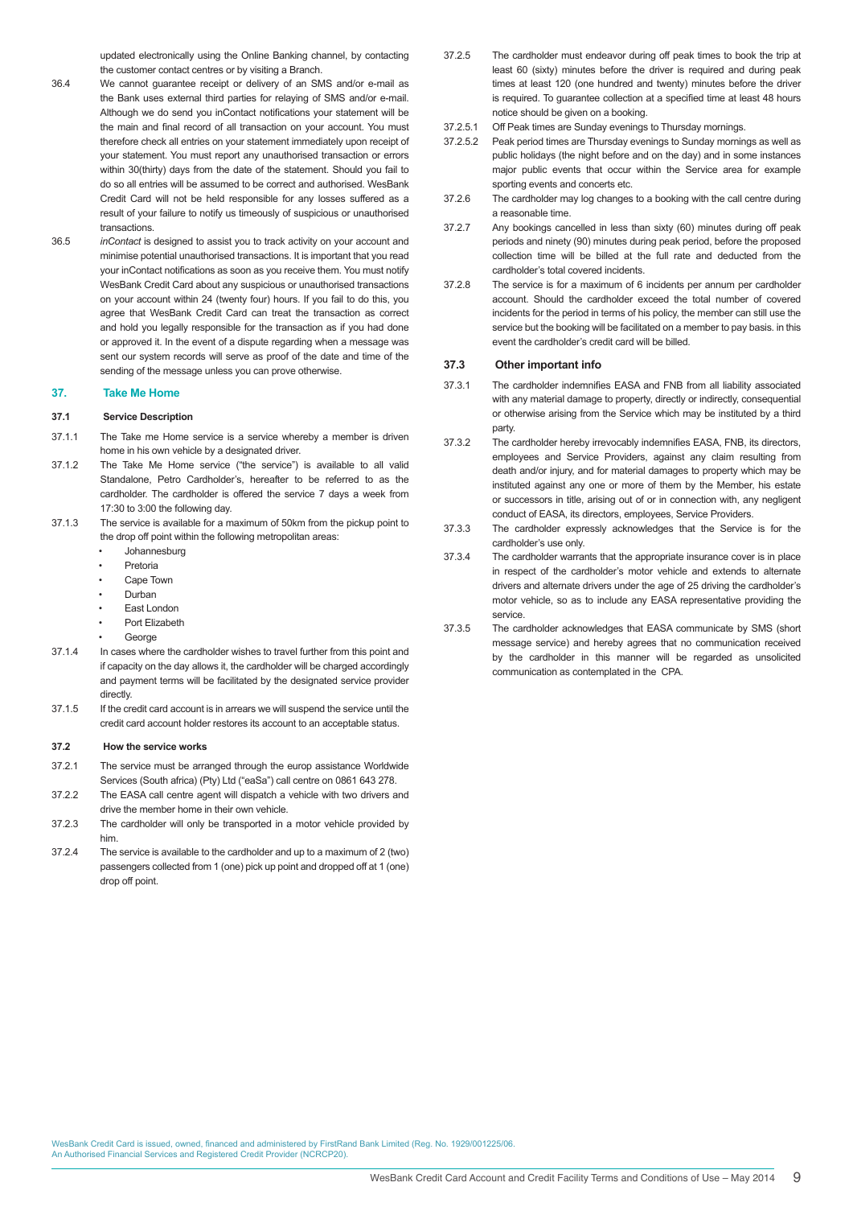updated electronically using the Online Banking channel, by contacting the customer contact centres or by visiting a Branch.

36.4 We cannot guarantee receipt or delivery of an SMS and/or e-mail as the Bank uses external third parties for relaying of SMS and/or e-mail. Although we do send you inContact notifications your statement will be the main and final record of all transaction on your account. You must therefore check all entries on your statement immediately upon receipt of your statement. You must report any unauthorised transaction or errors within 30(thirty) days from the date of the statement. Should you fail to do so all entries will be assumed to be correct and authorised. WesBank Credit Card will not be held responsible for any losses suffered as a result of your failure to notify us timeously of suspicious or unauthorised transactions.

36.5 *inContact* is designed to assist you to track activity on your account and minimise potential unauthorised transactions. It is important that you read your inContact notifications as soon as you receive them. You must notify WesBank Credit Card about any suspicious or unauthorised transactions on your account within 24 (twenty four) hours. If you fail to do this, you agree that WesBank Credit Card can treat the transaction as correct and hold you legally responsible for the transaction as if you had done or approved it. In the event of a dispute regarding when a message was sent our system records will serve as proof of the date and time of the sending of the message unless you can prove otherwise.

## 37. Take Me Home

### 37.1 Service Description

37.1.1 The Take me Home service is a service whereby a member is driven home in his own vehicle by a designated driver.

37.1.2 The Take Me Home service ("the service") is available to all valid Standalone, Petro Cardholder's, hereafter to be referred to as the cardholder. The cardholder is offered the service 7 days a week from 17:30 to 3:00 the following day.

37.1.3 The service is available for a maximum of 50km from the pickup point to the drop off point within the following metropolitan areas:

- Johannesburg
- Pretoria
- Cape Town
- Durban
- East London
- Port Elizabeth
- George

37.1.4 In cases where the cardholder wishes to travel further from this point and if capacity on the day allows it, the cardholder will be charged accordingly and payment terms will be facilitated by the designated service provider directly.

37.1.5 If the credit card account is in arrears we will suspend the service until the credit card account holder restores its account to an acceptable status.

### 37.2 How the service works

37.2.1 The service must be arranged through the europ assistance Worldwide Services (South africa) (Pty) Ltd ("eaSa") call centre on 0861 643 278.

37.2.2 The EASA call centre agent will dispatch a vehicle with two drivers and drive the member home in their own vehicle.

37.2.3 The cardholder will only be transported in a motor vehicle provided by him.

37.2.4 The service is available to the cardholder and up to a maximum of 2 (two) passengers collected from 1 (one) pick up point and dropped off at 1 (one) drop off point.

37.2.5 The cardholder must endeavor during off peak times to book the trip at least 60 (sixty) minutes before the driver is required and during peak times at least 120 (one hundred and twenty) minutes before the driver is required. To guarantee collection at a specified time at least 48 hours notice should be given on a booking.

37.2.5.1 Off Peak times are Sunday evenings to Thursday mornings.

37.2.5.2 Peak period times are Thursday evenings to Sunday mornings as well as public holidays (the night before and on the day) and in some instances major public events that occur within the Service area for example sporting events and concerts etc.

37.2.6 The cardholder may log changes to a booking with the call centre during a reasonable time.

37.2.7 Any bookings cancelled in less than sixty (60) minutes during off peak periods and ninety (90) minutes during peak period, before the proposed collection time will be billed at the full rate and deducted from the cardholder's total covered incidents.

37.2.8 The service is for a maximum of 6 incidents per annum per cardholder account. Should the cardholder exceed the total number of covered incidents for the period in terms of his policy, the member can still use the service but the booking will be facilitated on a member to pay basis. in this event the cardholder's credit card will be billed.

### 37.3 Other important info

37.3.1 The cardholder indemnifies EASA and FNB from all liability associated with any material damage to property, directly or indirectly, consequential or otherwise arising from the Service which may be instituted by a third party.

37.3.2 The cardholder hereby irrevocably indemnifies EASA, FNB, its directors, employees and Service Providers, against any claim resulting from death and/or injury, and for material damages to property which may be instituted against any one or more of them by the Member, his estate or successors in title, arising out of or in connection with, any negligent conduct of EASA, its directors, employees, Service Providers.

37.3.3 The cardholder expressly acknowledges that the Service is for the cardholder's use only.

37.3.4 The cardholder warrants that the appropriate insurance cover is in place in respect of the cardholder's motor vehicle and extends to alternate drivers and alternate drivers under the age of 25 driving the cardholder's motor vehicle, so as to include any EASA representative providing the service.

37.3.5 The cardholder acknowledges that EASA communicate by SMS (short message service) and hereby agrees that no communication received by the cardholder in this manner will be regarded as unsolicited communication as contemplated in the CPA.

WesBank Credit Card is issued, owned, financed and administered by FirstRand Bank Limited (Reg. No. 1929/001225/06.
An Authorised Financial Services and Registered Credit Provider (NCRCP20).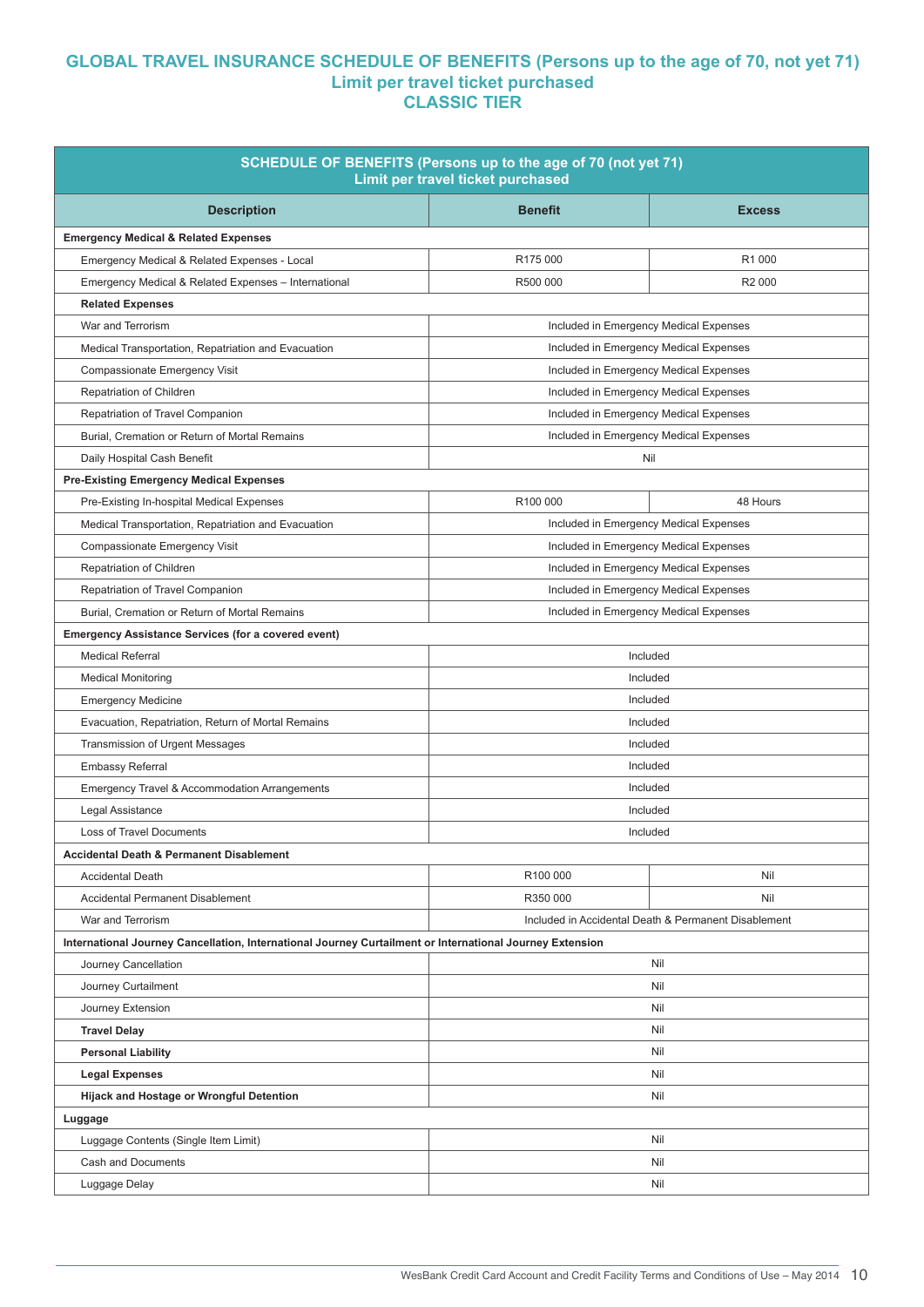# GLOBAL TRAVEL INSURANCE SCHEDULE OF BENEFITS (Persons up to the age of 70, not yet 71)
## Limit per travel ticket purchased
## CLASSIC TIER

| SCHEDULE OF BENEFITS (Persons up to the age of 70 (not yet 71)) Limit per travel ticket purchased | | |
|---|---|---|
| **Description** | **Benefit** | **Excess** |
| **Emergency Medical & Related Expenses** | | |
| Emergency Medical & Related Expenses - Local | R175 000 | R1 000 |
| Emergency Medical & Related Expenses – International | R500 000 | R2 000 |
| **Related Expenses** | | |
| War and Terrorism | Included in Emergency Medical Expenses | |
| Medical Transportation, Repatriation and Evacuation | Included in Emergency Medical Expenses | |
| Compassionate Emergency Visit | Included in Emergency Medical Expenses | |
| Repatriation of Children | Included in Emergency Medical Expenses | |
| Repatriation of Travel Companion | Included in Emergency Medical Expenses | |
| Burial, Cremation or Return of Mortal Remains | Included in Emergency Medical Expenses | |
| Daily Hospital Cash Benefit | Nil | |
| **Pre-Existing Emergency Medical Expenses** | | |
| Pre-Existing In-hospital Medical Expenses | R100 000 | 48 Hours |
| Medical Transportation, Repatriation and Evacuation | Included in Emergency Medical Expenses | |
| Compassionate Emergency Visit | Included in Emergency Medical Expenses | |
| Repatriation of Children | Included in Emergency Medical Expenses | |
| Repatriation of Travel Companion | Included in Emergency Medical Expenses | |
| Burial, Cremation or Return of Mortal Remains | Included in Emergency Medical Expenses | |
| **Emergency Assistance Services (for a covered event)** | | |
| Medical Referral | Included | |
| Medical Monitoring | Included | |
| Emergency Medicine | Included | |
| Evacuation, Repatriation, Return of Mortal Remains | Included | |
| Transmission of Urgent Messages | Included | |
| Embassy Referral | Included | |
| Emergency Travel & Accommodation Arrangements | Included | |
| Legal Assistance | Included | |
| Loss of Travel Documents | Included | |
| **Accidental Death & Permanent Disablement** | | |
| Accidental Death | R100 000 | Nil |
| Accidental Permanent Disablement | R350 000 | Nil |
| War and Terrorism | Included in Accidental Death & Permanent Disablement | |
| **International Journey Cancellation, International Journey Curtailment or International Journey Extension** | | |
| Journey Cancellation | Nil | |
| Journey Curtailment | Nil | |
| Journey Extension | Nil | |
| **Travel Delay** | Nil | |
| **Personal Liability** | Nil | |
| **Legal Expenses** | Nil | |
| **Hijack and Hostage or Wrongful Detention** | Nil | |
| **Luggage** | | |
| Luggage Contents (Single Item Limit) | Nil | |
| Cash and Documents | Nil | |
| Luggage Delay | Nil | |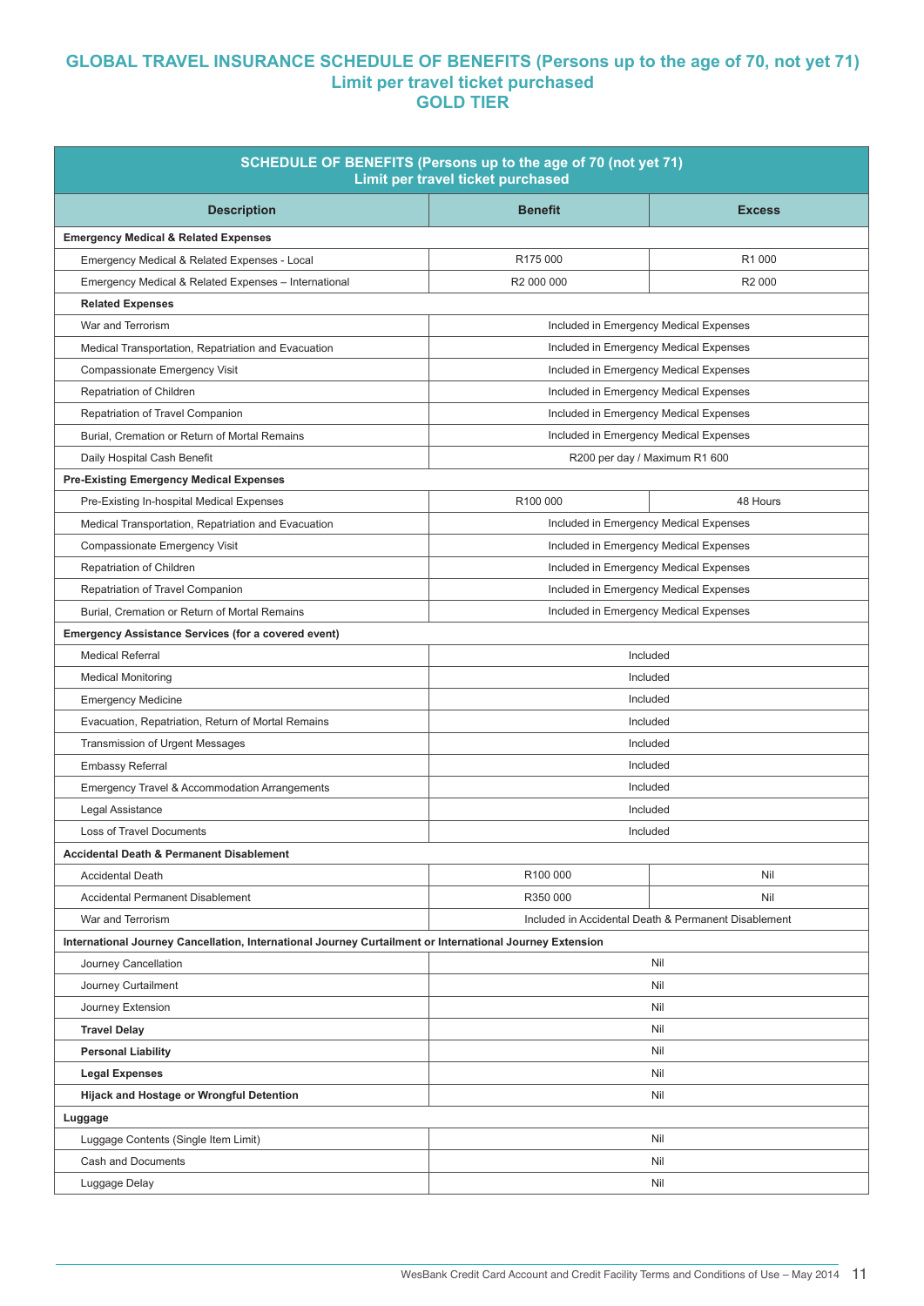# GLOBAL TRAVEL INSURANCE SCHEDULE OF BENEFITS (Persons up to the age of 70, not yet 71)
## Limit per travel ticket purchased
## GOLD TIER

| SCHEDULE OF BENEFITS (Persons up to the age of 70 (not yet 71)) Limit per travel ticket purchased | | |
|---|---|---|
| **Description** | **Benefit** | **Excess** |
| **Emergency Medical & Related Expenses** | | |
| Emergency Medical & Related Expenses - Local | R175 000 | R1 000 |
| Emergency Medical & Related Expenses – International | R2 000 000 | R2 000 |
| **Related Expenses** | | |
| War and Terrorism | Included in Emergency Medical Expenses | |
| Medical Transportation, Repatriation and Evacuation | Included in Emergency Medical Expenses | |
| Compassionate Emergency Visit | Included in Emergency Medical Expenses | |
| Repatriation of Children | Included in Emergency Medical Expenses | |
| Repatriation of Travel Companion | Included in Emergency Medical Expenses | |
| Burial, Cremation or Return of Mortal Remains | Included in Emergency Medical Expenses | |
| Daily Hospital Cash Benefit | R200 per day / Maximum R1 600 | |
| **Pre-Existing Emergency Medical Expenses** | | |
| Pre-Existing In-hospital Medical Expenses | R100 000 | 48 Hours |
| Medical Transportation, Repatriation and Evacuation | Included in Emergency Medical Expenses | |
| Compassionate Emergency Visit | Included in Emergency Medical Expenses | |
| Repatriation of Children | Included in Emergency Medical Expenses | |
| Repatriation of Travel Companion | Included in Emergency Medical Expenses | |
| Burial, Cremation or Return of Mortal Remains | Included in Emergency Medical Expenses | |
| **Emergency Assistance Services (for a covered event)** | | |
| Medical Referral | Included | |
| Medical Monitoring | Included | |
| Emergency Medicine | Included | |
| Evacuation, Repatriation, Return of Mortal Remains | Included | |
| Transmission of Urgent Messages | Included | |
| Embassy Referral | Included | |
| Emergency Travel & Accommodation Arrangements | Included | |
| Legal Assistance | Included | |
| Loss of Travel Documents | Included | |
| **Accidental Death & Permanent Disablement** | | |
| Accidental Death | R100 000 | Nil |
| Accidental Permanent Disablement | R350 000 | Nil |
| War and Terrorism | Included in Accidental Death & Permanent Disablement | |
| **International Journey Cancellation, International Journey Curtailment or International Journey Extension** | | |
| Journey Cancellation | Nil | |
| Journey Curtailment | Nil | |
| Journey Extension | Nil | |
| **Travel Delay** | Nil | |
| **Personal Liability** | Nil | |
| **Legal Expenses** | Nil | |
| **Hijack and Hostage or Wrongful Detention** | Nil | |
| **Luggage** | | |
| Luggage Contents (Single Item Limit) | Nil | |
| Cash and Documents | Nil | |
| Luggage Delay | Nil | |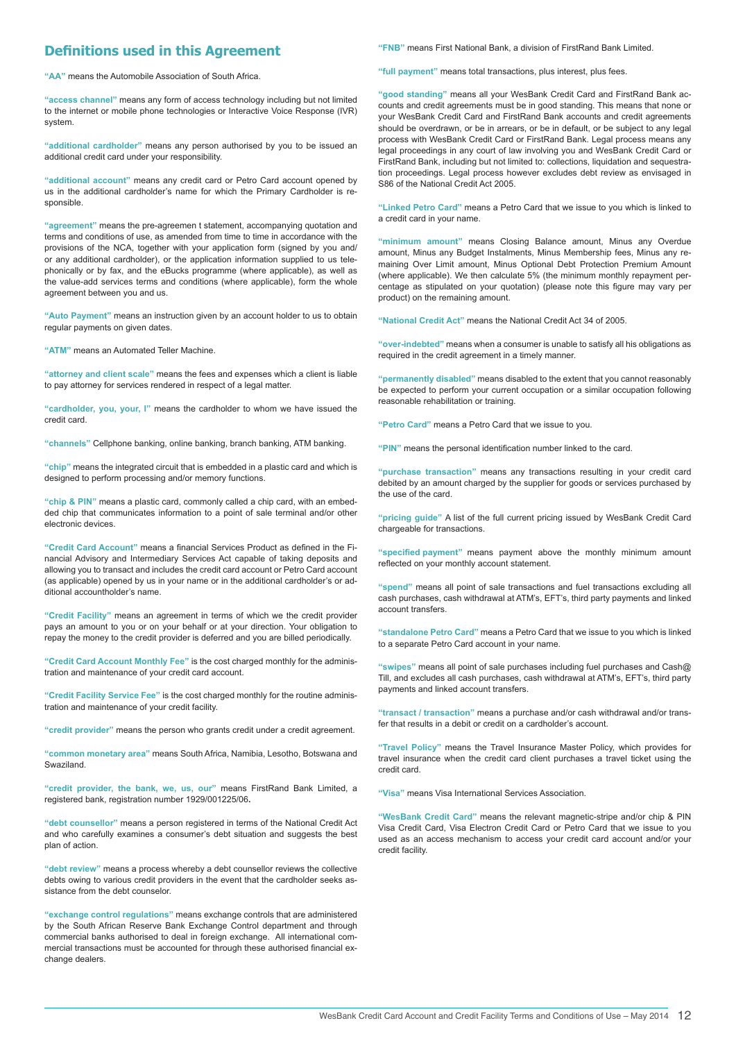## Definitions used in this Agreement

**"AA"** means the Automobile Association of South Africa.

**"access channel"** means any form of access technology including but not limited to the internet or mobile phone technologies or Interactive Voice Response (IVR) system.

**"additional cardholder"** means any person authorised by you to be issued an additional credit card under your responsibility.

**"additional account"** means any credit card or Petro Card account opened by us in the additional cardholder's name for which the Primary Cardholder is responsible.

**"agreement"** means the pre-agreemen t statement, accompanying quotation and terms and conditions of use, as amended from time to time in accordance with the provisions of the NCA, together with your application form (signed by you and/ or any additional cardholder), or the application information supplied to us telephonically or by fax, and the eBucks programme (where applicable), as well as the value-add services terms and conditions (where applicable), form the whole agreement between you and us.

**"Auto Payment"** means an instruction given by an account holder to us to obtain regular payments on given dates.

**"ATM"** means an Automated Teller Machine.

**"attorney and client scale"** means the fees and expenses which a client is liable to pay attorney for services rendered in respect of a legal matter.

**"cardholder, you, your, I"** means the cardholder to whom we have issued the credit card.

**"channels"** Cellphone banking, online banking, branch banking, ATM banking.

**"chip"** means the integrated circuit that is embedded in a plastic card and which is designed to perform processing and/or memory functions.

**"chip & PIN"** means a plastic card, commonly called a chip card, with an embedded chip that communicates information to a point of sale terminal and/or other electronic devices.

**"Credit Card Account"** means a financial Services Product as defined in the Financial Advisory and Intermediary Services Act capable of taking deposits and allowing you to transact and includes the credit card account or Petro Card account (as applicable) opened by us in your name or in the additional cardholder's or additional accountholder's name.

**"Credit Facility"** means an agreement in terms of which we the credit provider pays an amount to you or on your behalf or at your direction. Your obligation to repay the money to the credit provider is deferred and you are billed periodically.

**"Credit Card Account Monthly Fee"** is the cost charged monthly for the administration and maintenance of your credit card account.

**"Credit Facility Service Fee"** is the cost charged monthly for the routine administration and maintenance of your credit facility.

**"credit provider"** means the person who grants credit under a credit agreement.

**"common monetary area"** means South Africa, Namibia, Lesotho, Botswana and Swaziland.

**"credit provider, the bank, we, us, our"** means FirstRand Bank Limited, a registered bank, registration number 1929/001225/06.

**"debt counsellor"** means a person registered in terms of the National Credit Act and who carefully examines a consumer's debt situation and suggests the best plan of action.

**"debt review"** means a process whereby a debt counsellor reviews the collective debts owing to various credit providers in the event that the cardholder seeks assistance from the debt counselor.

**"exchange control regulations"** means exchange controls that are administered by the South African Reserve Bank Exchange Control department and through commercial banks authorised to deal in foreign exchange. All international commercial transactions must be accounted for through these authorised financial exchange dealers.

**"FNB"** means First National Bank, a division of FirstRand Bank Limited.

**"full payment"** means total transactions, plus interest, plus fees.

**"good standing"** means all your WesBank Credit Card and FirstRand Bank accounts and credit agreements must be in good standing. This means that none or your WesBank Credit Card and FirstRand Bank accounts and credit agreements should be overdrawn, or be in arrears, or be in default, or be subject to any legal process with WesBank Credit Card or FirstRand Bank. Legal process means any legal proceedings in any court of law involving you and WesBank Credit Card or FirstRand Bank, including but not limited to: collections, liquidation and sequestration proceedings. Legal process however excludes debt review as envisaged in S86 of the National Credit Act 2005.

**"Linked Petro Card"** means a Petro Card that we issue to you which is linked to a credit card in your name.

**"minimum amount"** means Closing Balance amount, Minus any Overdue amount, Minus any Budget Instalments, Minus Membership fees, Minus any remaining Over Limit amount, Minus Optional Debt Protection Premium Amount (where applicable). We then calculate 5% (the minimum monthly repayment percentage as stipulated on your quotation) (please note this figure may vary per product) on the remaining amount.

**"National Credit Act"** means the National Credit Act 34 of 2005.

**"over-indebted"** means when a consumer is unable to satisfy all his obligations as required in the credit agreement in a timely manner.

**"permanently disabled"** means disabled to the extent that you cannot reasonably be expected to perform your current occupation or a similar occupation following reasonable rehabilitation or training.

**"Petro Card"** means a Petro Card that we issue to you.

**"PIN"** means the personal identification number linked to the card.

**"purchase transaction"** means any transactions resulting in your credit card debited by an amount charged by the supplier for goods or services purchased by the use of the card.

**"pricing guide"** A list of the full current pricing issued by WesBank Credit Card chargeable for transactions.

**"specified payment"** means payment above the monthly minimum amount reflected on your monthly account statement.

**"spend"** means all point of sale transactions and fuel transactions excluding all cash purchases, cash withdrawal at ATM's, EFT's, third party payments and linked account transfers.

**"standalone Petro Card"** means a Petro Card that we issue to you which is linked to a separate Petro Card account in your name.

**"swipes"** means all point of sale purchases including fuel purchases and Cash@ Till, and excludes all cash purchases, cash withdrawal at ATM's, EFT's, third party payments and linked account transfers.

**"transact / transaction"** means a purchase and/or cash withdrawal and/or transfer that results in a debit or credit on a cardholder's account.

**"Travel Policy"** means the Travel Insurance Master Policy, which provides for travel insurance when the credit card client purchases a travel ticket using the credit card.

**"Visa"** means Visa International Services Association.

**"WesBank Credit Card"** means the relevant magnetic-stripe and/or chip & PIN Visa Credit Card, Visa Electron Credit Card or Petro Card that we issue to you used as an access mechanism to access your credit card account and/or your credit facility.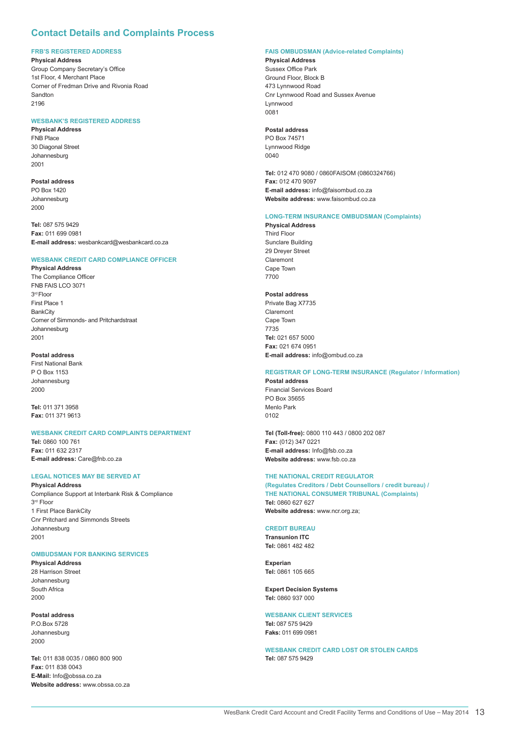## Contact Details and Complaints Process

### FRB'S REGISTERED ADDRESS

**Physical Address**
Group Company Secretary's Office
1st Floor, 4 Merchant Place
Corner of Fredman Drive and Rivonia Road
Sandton
2196

### WESBANK'S REGISTERED ADDRESS

**Physical Address**
FNB Place
30 Diagonal Street
Johannesburg
2001

**Postal address**
PO Box 1420
Johannesburg
2000

**Tel:** 087 575 9429
**Fax:** 011 699 0981
**E-mail address:** wesbankcard@wesbankcard.co.za

### WESBANK CREDIT CARD COMPLIANCE OFFICER

**Physical Address**
The Compliance Officer
FNB FAIS LCO 3071
3rd Floor
First Place 1
BankCity
Corner of Simmonds- and Pritchardstraat
Johannesburg
2001

**Postal address**
First National Bank
P O Box 1153
Johannesburg
2000

**Tel:** 011 371 3958
**Fax:** 011 371 9613

### WESBANK CREDIT CARD COMPLAINTS DEPARTMENT

**Tel:** 0860 100 761
**Fax:** 011 632 2317
**E-mail address:** Care@fnb.co.za

### LEGAL NOTICES MAY BE SERVED AT

**Physical Address**
Compliance Support at Interbank Risk & Compliance
3rd Floor
1 First Place BankCity
Cnr Pritchard and Simmonds Streets
Johannesburg
2001

### OMBUDSMAN FOR BANKING SERVICES

**Physical Address**
28 Harrison Street
Johannesburg
South Africa
2000

**Postal address**
P.O.Box 5728
Johannesburg
2000

**Tel:** 011 838 0035 / 0860 800 900
**Fax:** 011 838 0043
**E-Mail:** Info@obssa.co.za
**Website address:** www.obssa.co.za

### FAIS OMBUDSMAN (Advice-related Complaints)

**Physical Address**
Sussex Office Park
Ground Floor, Block B
473 Lynnwood Road
Cnr Lynnwood Road and Sussex Avenue
Lynnwood
0081

**Postal address**
PO Box 74571
Lynnwood Ridge
0040

**Tel:** 012 470 9080 / 0860FAISOM (0860324766)
**Fax:** 012 470 9097
**E-mail address:** info@faisombud.co.za
**Website address:** www.faisombud.co.za

### LONG-TERM INSURANCE OMBUDSMAN (Complaints)

**Physical Address**
Third Floor
Sunclare Building
29 Dreyer Street
Claremont
Cape Town
7700

**Postal address**
Private Bag X7735
Claremont
Cape Town
7735
**Tel:** 021 657 5000
**Fax:** 021 674 0951
**E-mail address:** info@ombud.co.za

### REGISTRAR OF LONG-TERM INSURANCE (Regulator / Information)

**Postal address**
Financial Services Board
PO Box 35655
Menlo Park
0102

**Tel (Toll-free):** 0800 110 443 / 0800 202 087
**Fax:** (012) 347 0221
**E-mail address:** Info@fsb.co.za
**Website address:** www.fsb.co.za

### THE NATIONAL CREDIT REGULATOR (Regulates Creditors / Debt Counsellors / credit bureau) / THE NATIONAL CONSUMER TRIBUNAL (Complaints)

**Tel:** 0860 627 627
**Website address:** www.ncr.org.za;

### CREDIT BUREAU

**Transunion ITC**
**Tel:** 0861 482 482

**Experian**
**Tel:** 0861 105 665

**Expert Decision Systems**
**Tel:** 0860 937 000

### WESBANK CLIENT SERVICES

**Tel:** 087 575 9429
**Faks:** 011 699 0981

### WESBANK CREDIT CARD LOST OR STOLEN CARDS

**Tel:** 087 575 9429